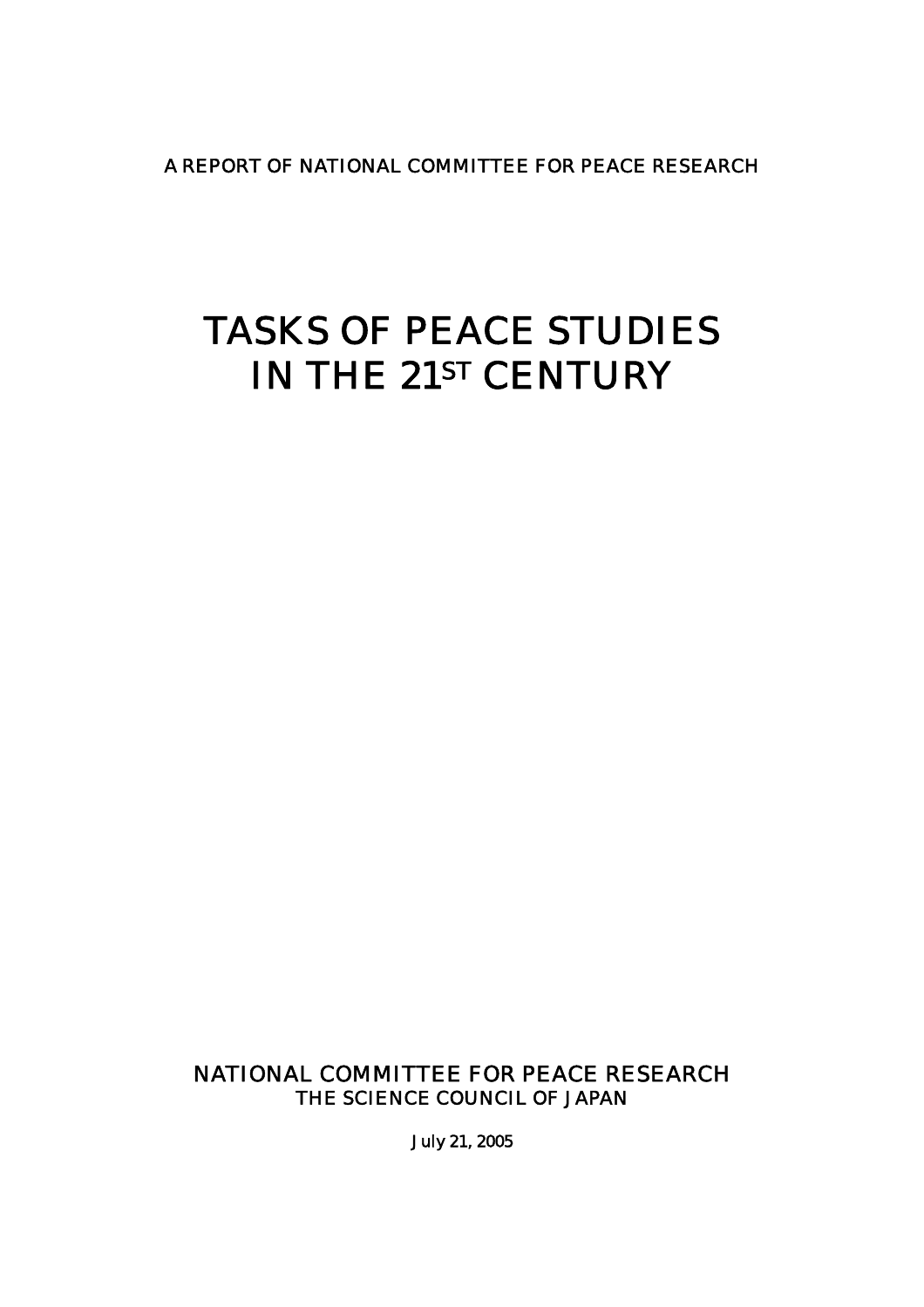A REPORT OF NATIONAL COMMITTEE FOR PEACE RESEARCH

# TASKS OF PEACE STUDIES IN THE 21ST CENTURY

NATIONAL COMMITTEE FOR PEACE RESEARCH
THE SCIENCE COUNCIL OF JAPAN

July 21, 2005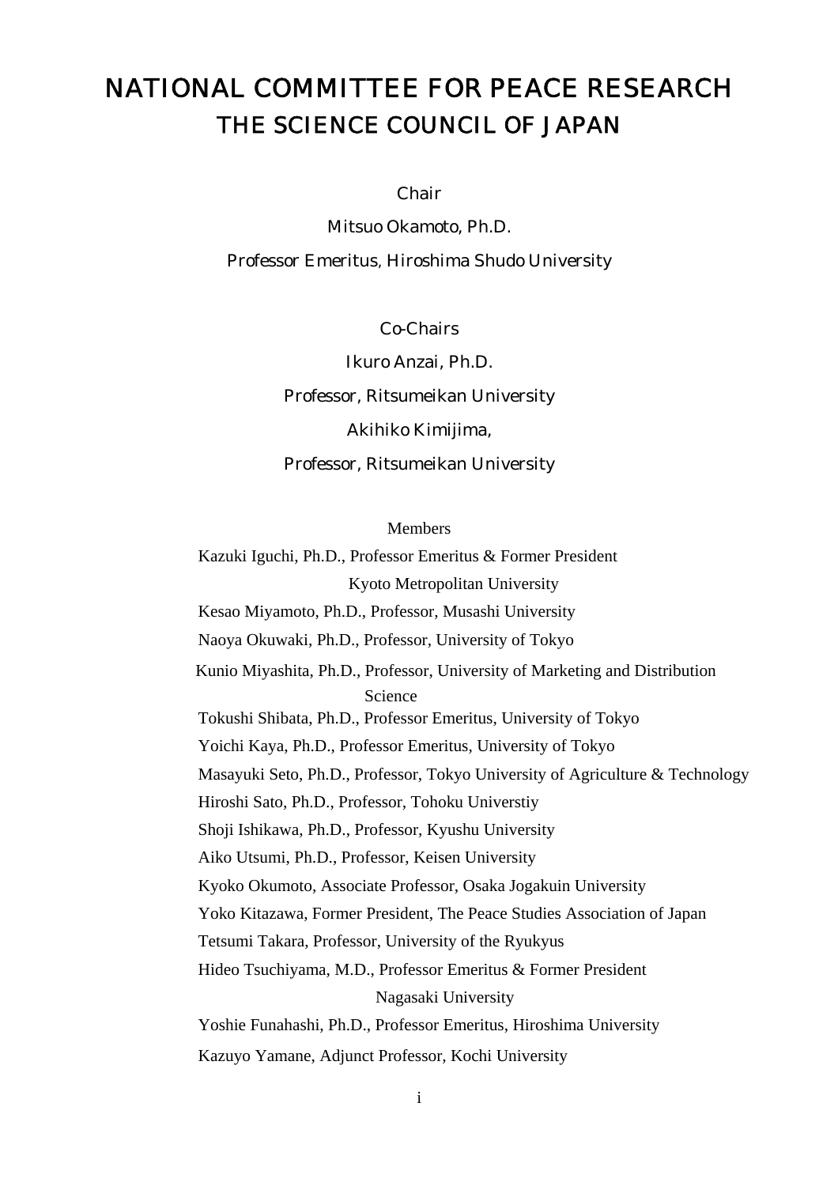# NATIONAL COMMITTEE FOR PEACE RESEARCH
## THE SCIENCE COUNCIL OF JAPAN

Chair

Mitsuo Okamoto, Ph.D.

Professor Emeritus, Hiroshima Shudo University

Co-Chairs

Ikuro Anzai, Ph.D.

Professor, Ritsumeikan University

Akihiko Kimijima,

Professor, Ritsumeikan University

Members

Kazuki Iguchi, Ph.D., Professor Emeritus & Former President
Kyoto Metropolitan University

Kesao Miyamoto, Ph.D., Professor, Musashi University

Naoya Okuwaki, Ph.D., Professor, University of Tokyo

Kunio Miyashita, Ph.D., Professor, University of Marketing and Distribution Science

Tokushi Shibata, Ph.D., Professor Emeritus, University of Tokyo

Yoichi Kaya, Ph.D., Professor Emeritus, University of Tokyo

Masayuki Seto, Ph.D., Professor, Tokyo University of Agriculture & Technology

Hiroshi Sato, Ph.D., Professor, Tohoku Universtiy

Shoji Ishikawa, Ph.D., Professor, Kyushu University

Aiko Utsumi, Ph.D., Professor, Keisen University

Kyoko Okumoto, Associate Professor, Osaka Jogakuin University

Yoko Kitazawa, Former President, The Peace Studies Association of Japan

Tetsumi Takara, Professor, University of the Ryukyus

Hideo Tsuchiyama, M.D., Professor Emeritus & Former President
Nagasaki University

Yoshie Funahashi, Ph.D., Professor Emeritus, Hiroshima University

Kazuyo Yamane, Adjunct Professor, Kochi University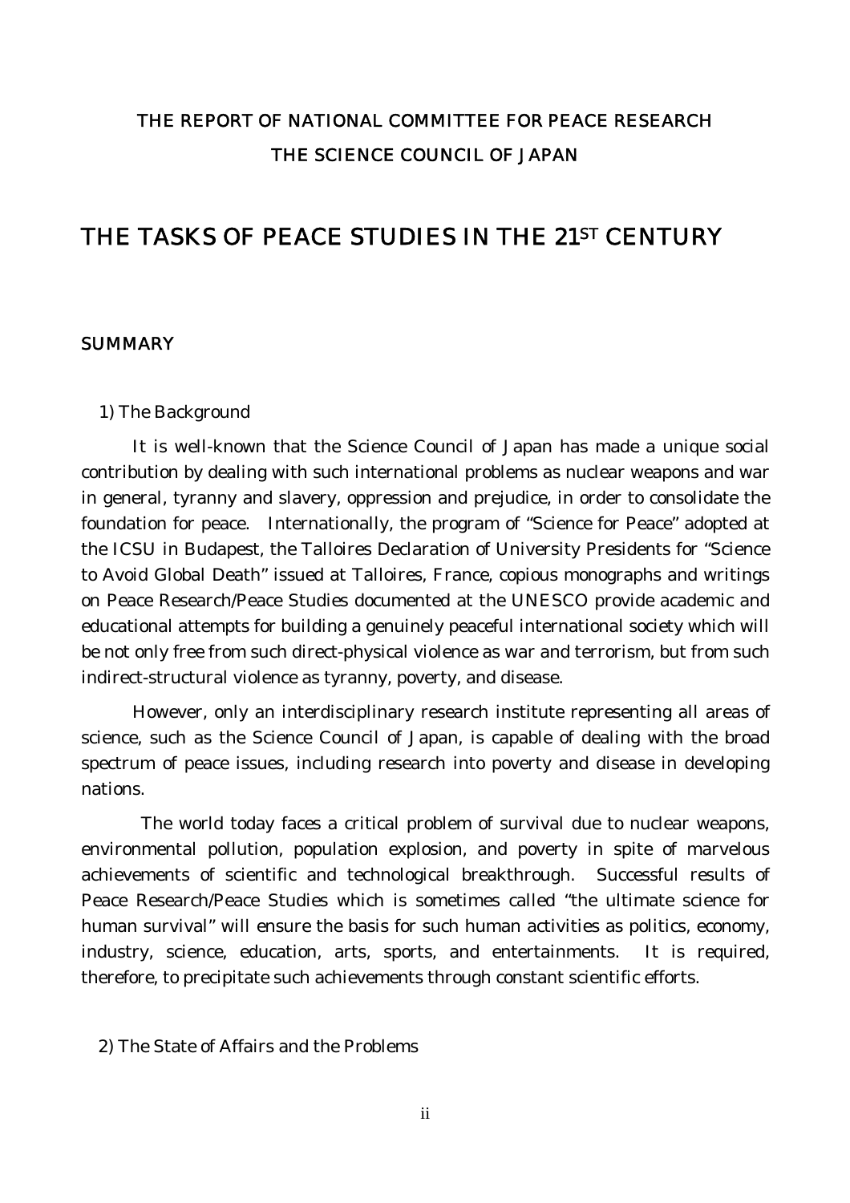# THE REPORT OF NATIONAL COMMITTEE FOR PEACE RESEARCH
# THE SCIENCE COUNCIL OF JAPAN

# THE TASKS OF PEACE STUDIES IN THE 21ST CENTURY

## SUMMARY

### 1) The Background

It is well-known that the Science Council of Japan has made a unique social contribution by dealing with such international problems as nuclear weapons and war in general, tyranny and slavery, oppression and prejudice, in order to consolidate the foundation for peace. Internationally, the program of "Science for Peace" adopted at the ICSU in Budapest, the Talloires Declaration of University Presidents for "Science to Avoid Global Death" issued at Talloires, France, copious monographs and writings on Peace Research/Peace Studies documented at the UNESCO provide academic and educational attempts for building a genuinely peaceful international society which will be not only free from such direct-physical violence as war and terrorism, but from such indirect-structural violence as tyranny, poverty, and disease.

However, only an interdisciplinary research institute representing all areas of science, such as the Science Council of Japan, is capable of dealing with the broad spectrum of peace issues, including research into poverty and disease in developing nations.

The world today faces a critical problem of survival due to nuclear weapons, environmental pollution, population explosion, and poverty in spite of marvelous achievements of scientific and technological breakthrough. Successful results of Peace Research/Peace Studies which is sometimes called "the ultimate science for human survival" will ensure the basis for such human activities as politics, economy, industry, science, education, arts, sports, and entertainments. It is required, therefore, to precipitate such achievements through constant scientific efforts.

### 2) The State of Affairs and the Problems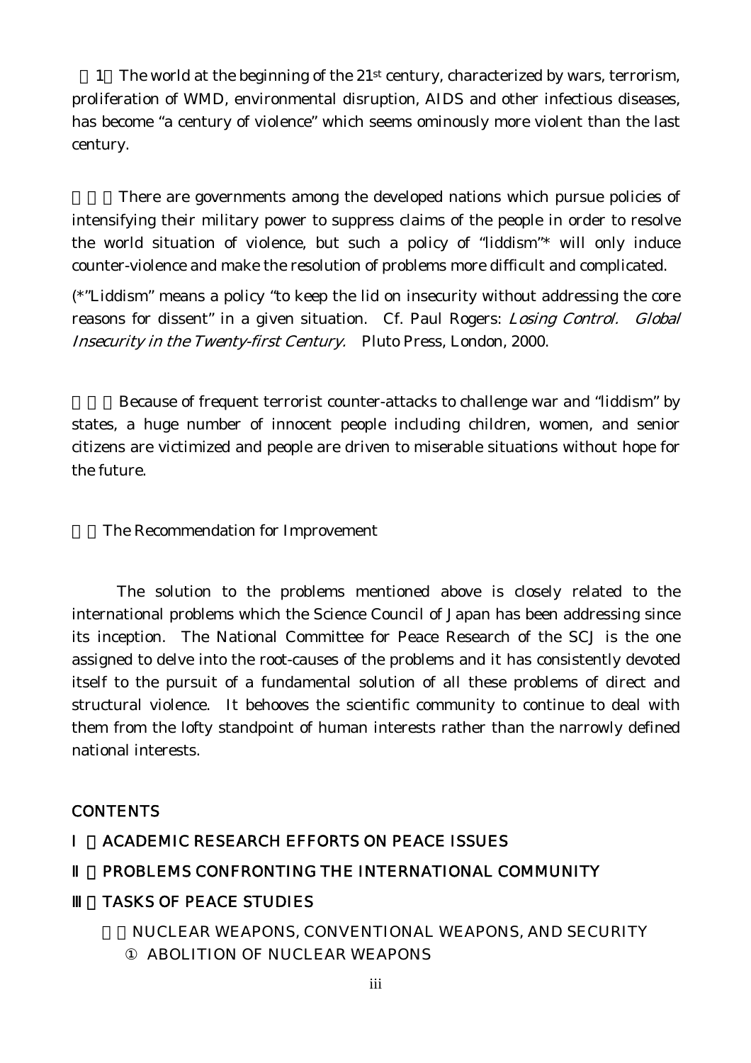(1) The world at the beginning of the 21st century, characterized by wars, terrorism, proliferation of WMD, environmental disruption, AIDS and other infectious diseases, has become "a century of violence" which seems ominously more violent than the last century.

There are governments among the developed nations which pursue policies of intensifying their military power to suppress claims of the people in order to resolve the world situation of violence, but such a policy of "liddism"* will only induce counter-violence and make the resolution of problems more difficult and complicated.

(*"Liddism" means a policy "to keep the lid on insecurity without addressing the core reasons for dissent" in a given situation. Cf. Paul Rogers: *Losing Control. Global Insecurity in the Twenty-first Century.* Pluto Press, London, 2000.

Because of frequent terrorist counter-attacks to challenge war and "liddism" by states, a huge number of innocent people including children, women, and senior citizens are victimized and people are driven to miserable situations without hope for the future.

The Recommendation for Improvement

The solution to the problems mentioned above is closely related to the international problems which the Science Council of Japan has been addressing since its inception. The National Committee for Peace Research of the SCJ is the one assigned to delve into the root-causes of the problems and it has consistently devoted itself to the pursuit of a fundamental solution of all these problems of direct and structural violence. It behooves the scientific community to continue to deal with them from the lofty standpoint of human interests rather than the narrowly defined national interests.

## CONTENTS

Ⅰ ACADEMIC RESEARCH EFFORTS ON PEACE ISSUES

Ⅱ PROBLEMS CONFRONTING THE INTERNATIONAL COMMUNITY

Ⅲ TASKS OF PEACE STUDIES

NUCLEAR WEAPONS, CONVENTIONAL WEAPONS, AND SECURITY

① ABOLITION OF NUCLEAR WEAPONS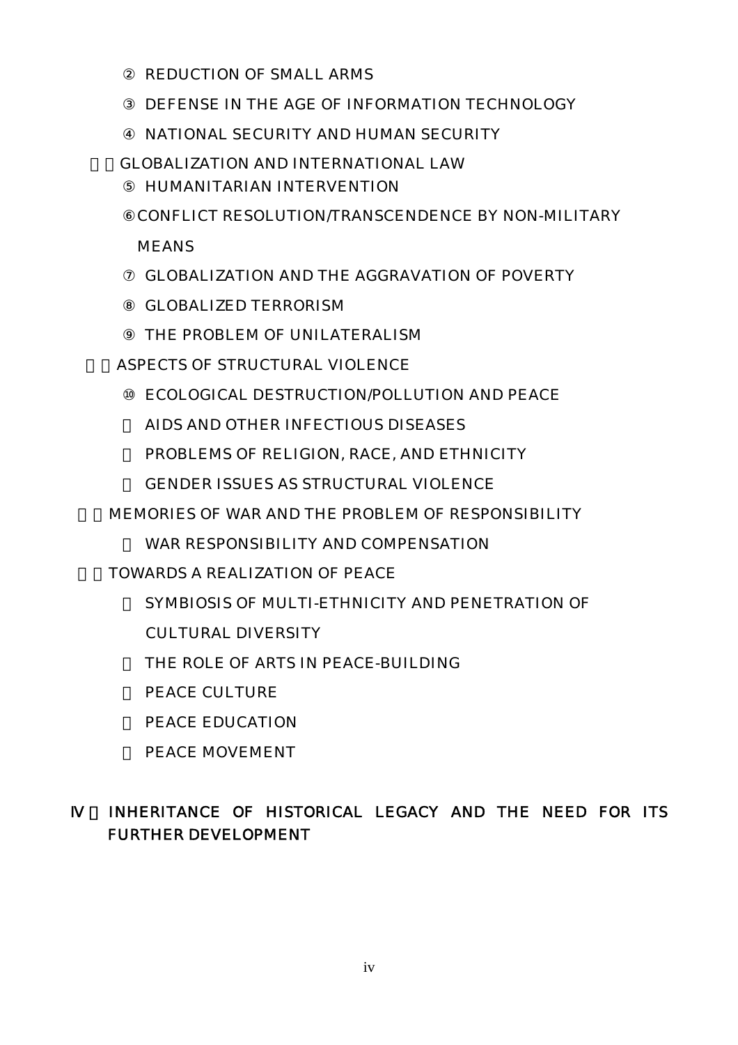② REDUCTION OF SMALL ARMS

③ DEFENSE IN THE AGE OF INFORMATION TECHNOLOGY

④ NATIONAL SECURITY AND HUMAN SECURITY

GLOBALIZATION AND INTERNATIONAL LAW

⑤ HUMANITARIAN INTERVENTION

⑥ CONFLICT RESOLUTION/TRANSCENDENCE BY NON-MILITARY MEANS

⑦ GLOBALIZATION AND THE AGGRAVATION OF POVERTY

⑧ GLOBALIZED TERRORISM

⑨ THE PROBLEM OF UNILATERALISM

ASPECTS OF STRUCTURAL VIOLENCE

⑩ ECOLOGICAL DESTRUCTION/POLLUTION AND PEACE

AIDS AND OTHER INFECTIOUS DISEASES

PROBLEMS OF RELIGION, RACE, AND ETHNICITY

GENDER ISSUES AS STRUCTURAL VIOLENCE

MEMORIES OF WAR AND THE PROBLEM OF RESPONSIBILITY

WAR RESPONSIBILITY AND COMPENSATION

TOWARDS A REALIZATION OF PEACE

SYMBIOSIS OF MULTI-ETHNICITY AND PENETRATION OF CULTURAL DIVERSITY

THE ROLE OF ARTS IN PEACE-BUILDING

PEACE CULTURE

PEACE EDUCATION

PEACE MOVEMENT

## Ⅳ INHERITANCE OF HISTORICAL LEGACY AND THE NEED FOR ITS FURTHER DEVELOPMENT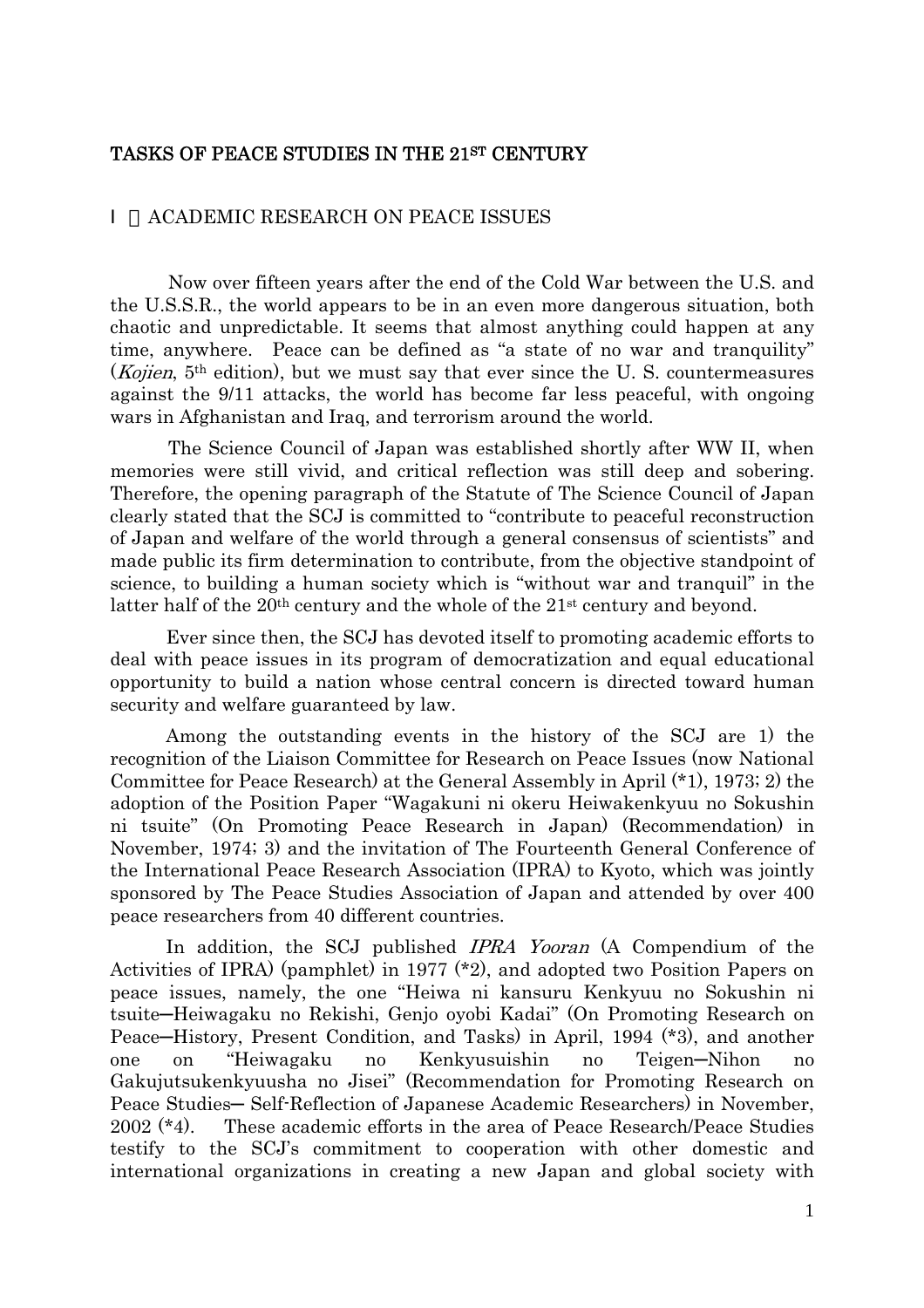# TASKS OF PEACE STUDIES IN THE 21ST CENTURY

## Ⅰ　ACADEMIC RESEARCH ON PEACE ISSUES

Now over fifteen years after the end of the Cold War between the U.S. and the U.S.S.R., the world appears to be in an even more dangerous situation, both chaotic and unpredictable. It seems that almost anything could happen at any time, anywhere. Peace can be defined as "a state of no war and tranquility" (*Kojien*, 5th edition), but we must say that ever since the U. S. countermeasures against the 9/11 attacks, the world has become far less peaceful, with ongoing wars in Afghanistan and Iraq, and terrorism around the world.

The Science Council of Japan was established shortly after WW II, when memories were still vivid, and critical reflection was still deep and sobering. Therefore, the opening paragraph of the Statute of The Science Council of Japan clearly stated that the SCJ is committed to "contribute to peaceful reconstruction of Japan and welfare of the world through a general consensus of scientists" and made public its firm determination to contribute, from the objective standpoint of science, to building a human society which is "without war and tranquil" in the latter half of the 20th century and the whole of the 21st century and beyond.

Ever since then, the SCJ has devoted itself to promoting academic efforts to deal with peace issues in its program of democratization and equal educational opportunity to build a nation whose central concern is directed toward human security and welfare guaranteed by law.

Among the outstanding events in the history of the SCJ are 1) the recognition of the Liaison Committee for Research on Peace Issues (now National Committee for Peace Research) at the General Assembly in April (*1), 1973; 2) the adoption of the Position Paper "Wagakuni ni okeru Heiwakenkyuu no Sokushin ni tsuite" (On Promoting Peace Research in Japan) (Recommendation) in November, 1974; 3) and the invitation of The Fourteenth General Conference of the International Peace Research Association (IPRA) to Kyoto, which was jointly sponsored by The Peace Studies Association of Japan and attended by over 400 peace researchers from 40 different countries.

In addition, the SCJ published *IPRA Yooran* (A Compendium of the Activities of IPRA) (pamphlet) in 1977 (*2), and adopted two Position Papers on peace issues, namely, the one "Heiwa ni kansuru Kenkyuu no Sokushin ni tsuite─Heiwagaku no Rekishi, Genjo oyobi Kadai" (On Promoting Research on Peace─History, Present Condition, and Tasks) in April, 1994 (*3), and another one on "Heiwagaku no Kenkyusuishin no Teigen─Nihon no Gakujutsukenkyuusha no Jisei" (Recommendation for Promoting Research on Peace Studies─ Self-Reflection of Japanese Academic Researchers) in November, 2002 (*4). These academic efforts in the area of Peace Research/Peace Studies testify to the SCJ's commitment to cooperation with other domestic and international organizations in creating a new Japan and global society with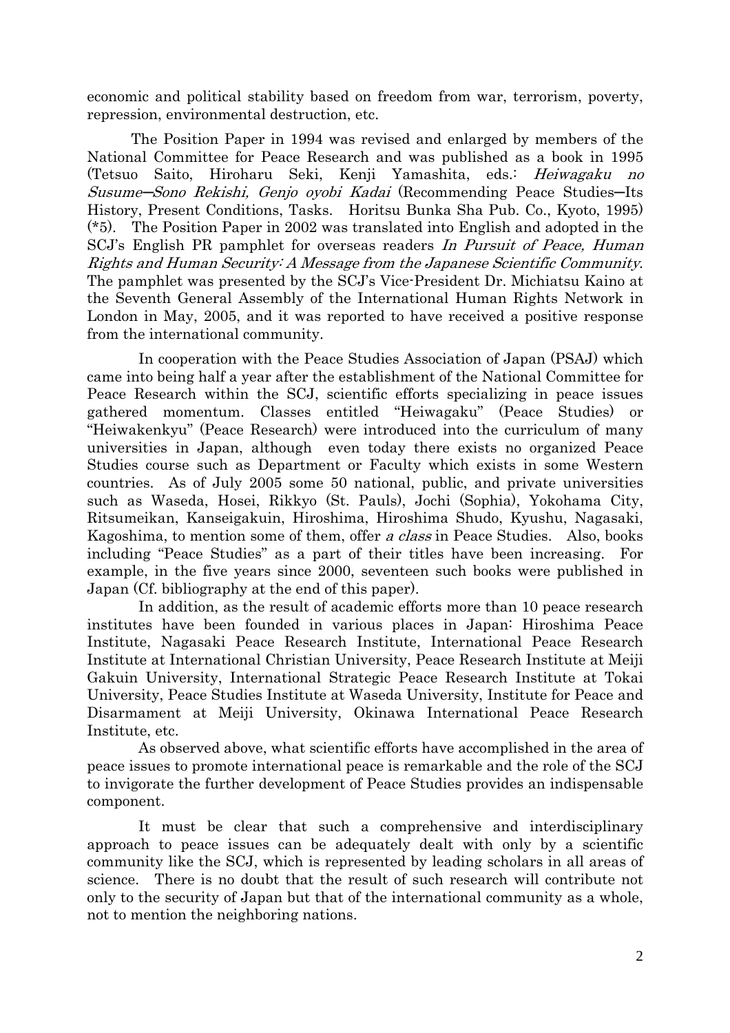economic and political stability based on freedom from war, terrorism, poverty, repression, environmental destruction, etc.

The Position Paper in 1994 was revised and enlarged by members of the National Committee for Peace Research and was published as a book in 1995 (Tetsuo Saito, Hiroharu Seki, Kenji Yamashita, eds.: *Heiwagaku no Susume*─*Sono Rekishi, Genjo oyobi Kadai* (Recommending Peace Studies─Its History, Present Conditions, Tasks. Horitsu Bunka Sha Pub. Co., Kyoto, 1995) (*5). The Position Paper in 2002 was translated into English and adopted in the SCJ's English PR pamphlet for overseas readers *In Pursuit of Peace, Human Rights and Human Security: A Message from the Japanese Scientific Community*. The pamphlet was presented by the SCJ's Vice-President Dr. Michiatsu Kaino at the Seventh General Assembly of the International Human Rights Network in London in May, 2005, and it was reported to have received a positive response from the international community.

In cooperation with the Peace Studies Association of Japan (PSAJ) which came into being half a year after the establishment of the National Committee for Peace Research within the SCJ, scientific efforts specializing in peace issues gathered momentum. Classes entitled "Heiwagaku" (Peace Studies) or "Heiwakenkyu" (Peace Research) were introduced into the curriculum of many universities in Japan, although even today there exists no organized Peace Studies course such as Department or Faculty which exists in some Western countries. As of July 2005 some 50 national, public, and private universities such as Waseda, Hosei, Rikkyo (St. Pauls), Jochi (Sophia), Yokohama City, Ritsumeikan, Kanseigakuin, Hiroshima, Hiroshima Shudo, Kyushu, Nagasaki, Kagoshima, to mention some of them, offer *a class* in Peace Studies. Also, books including "Peace Studies" as a part of their titles have been increasing. For example, in the five years since 2000, seventeen such books were published in Japan (Cf. bibliography at the end of this paper).

In addition, as the result of academic efforts more than 10 peace research institutes have been founded in various places in Japan: Hiroshima Peace Institute, Nagasaki Peace Research Institute, International Peace Research Institute at International Christian University, Peace Research Institute at Meiji Gakuin University, International Strategic Peace Research Institute at Tokai University, Peace Studies Institute at Waseda University, Institute for Peace and Disarmament at Meiji University, Okinawa International Peace Research Institute, etc.

As observed above, what scientific efforts have accomplished in the area of peace issues to promote international peace is remarkable and the role of the SCJ to invigorate the further development of Peace Studies provides an indispensable component.

It must be clear that such a comprehensive and interdisciplinary approach to peace issues can be adequately dealt with only by a scientific community like the SCJ, which is represented by leading scholars in all areas of science. There is no doubt that the result of such research will contribute not only to the security of Japan but that of the international community as a whole, not to mention the neighboring nations.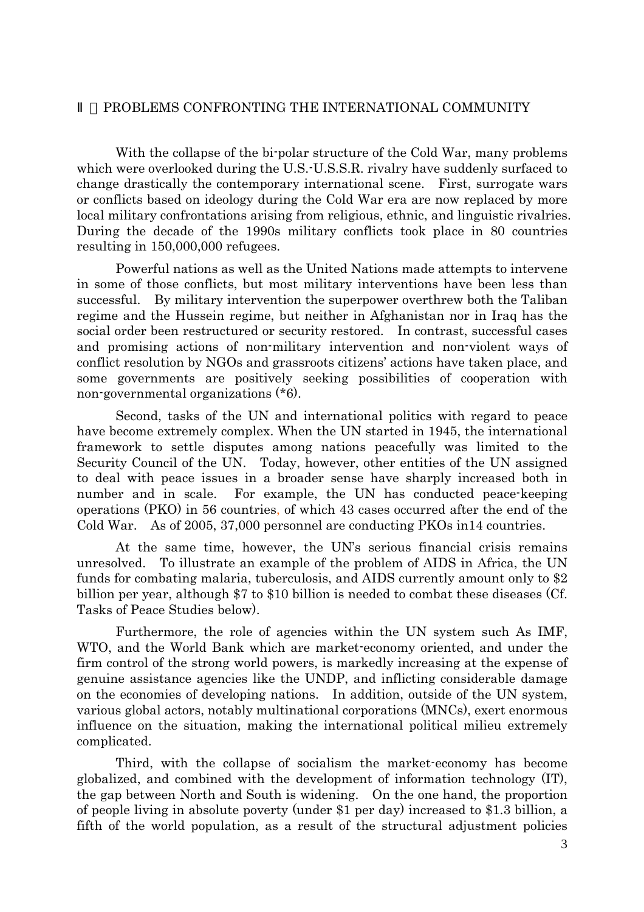## Ⅱ．PROBLEMS CONFRONTING THE INTERNATIONAL COMMUNITY

With the collapse of the bi-polar structure of the Cold War, many problems which were overlooked during the U.S.-U.S.S.R. rivalry have suddenly surfaced to change drastically the contemporary international scene. First, surrogate wars or conflicts based on ideology during the Cold War era are now replaced by more local military confrontations arising from religious, ethnic, and linguistic rivalries. During the decade of the 1990s military conflicts took place in 80 countries resulting in 150,000,000 refugees.

Powerful nations as well as the United Nations made attempts to intervene in some of those conflicts, but most military interventions have been less than successful. By military intervention the superpower overthrew both the Taliban regime and the Hussein regime, but neither in Afghanistan nor in Iraq has the social order been restructured or security restored. In contrast, successful cases and promising actions of non-military intervention and non-violent ways of conflict resolution by NGOs and grassroots citizens' actions have taken place, and some governments are positively seeking possibilities of cooperation with non-governmental organizations (*6).

Second, tasks of the UN and international politics with regard to peace have become extremely complex. When the UN started in 1945, the international framework to settle disputes among nations peacefully was limited to the Security Council of the UN. Today, however, other entities of the UN assigned to deal with peace issues in a broader sense have sharply increased both in number and in scale. For example, the UN has conducted peace-keeping operations (PKO) in 56 countries, of which 43 cases occurred after the end of the Cold War. As of 2005, 37,000 personnel are conducting PKOs in14 countries.

At the same time, however, the UN's serious financial crisis remains unresolved. To illustrate an example of the problem of AIDS in Africa, the UN funds for combating malaria, tuberculosis, and AIDS currently amount only to $2 billion per year, although $7 to $10 billion is needed to combat these diseases (Cf. Tasks of Peace Studies below).

Furthermore, the role of agencies within the UN system such As IMF, WTO, and the World Bank which are market-economy oriented, and under the firm control of the strong world powers, is markedly increasing at the expense of genuine assistance agencies like the UNDP, and inflicting considerable damage on the economies of developing nations. In addition, outside of the UN system, various global actors, notably multinational corporations (MNCs), exert enormous influence on the situation, making the international political milieu extremely complicated.

Third, with the collapse of socialism the market-economy has become globalized, and combined with the development of information technology (IT), the gap between North and South is widening. On the one hand, the proportion of people living in absolute poverty (under $1 per day) increased to $1.3 billion, a fifth of the world population, as a result of the structural adjustment policies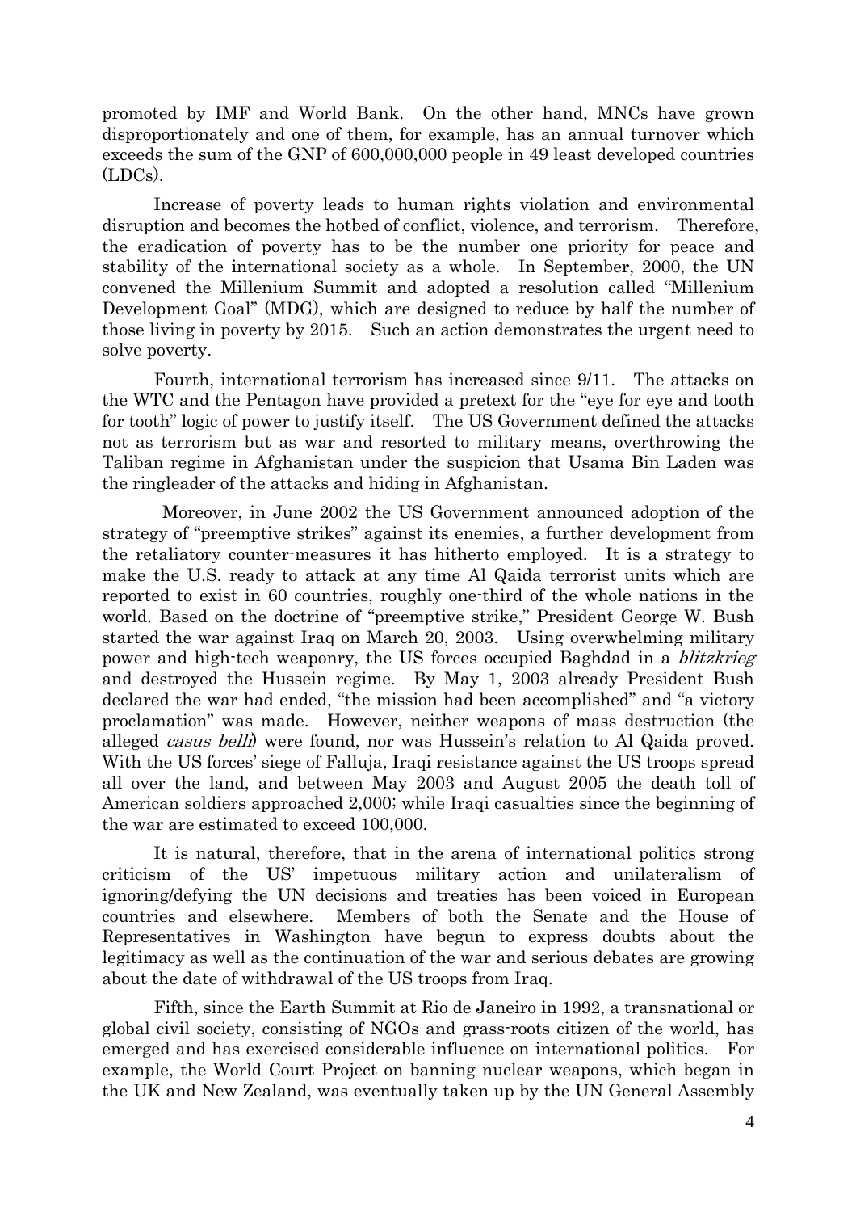promoted by IMF and World Bank. On the other hand, MNCs have grown disproportionately and one of them, for example, has an annual turnover which exceeds the sum of the GNP of 600,000,000 people in 49 least developed countries (LDCs).

Increase of poverty leads to human rights violation and environmental disruption and becomes the hotbed of conflict, violence, and terrorism. Therefore, the eradication of poverty has to be the number one priority for peace and stability of the international society as a whole. In September, 2000, the UN convened the Millenium Summit and adopted a resolution called "Millenium Development Goal" (MDG), which are designed to reduce by half the number of those living in poverty by 2015. Such an action demonstrates the urgent need to solve poverty.

Fourth, international terrorism has increased since 9/11. The attacks on the WTC and the Pentagon have provided a pretext for the "eye for eye and tooth for tooth" logic of power to justify itself. The US Government defined the attacks not as terrorism but as war and resorted to military means, overthrowing the Taliban regime in Afghanistan under the suspicion that Usama Bin Laden was the ringleader of the attacks and hiding in Afghanistan.

Moreover, in June 2002 the US Government announced adoption of the strategy of "preemptive strikes" against its enemies, a further development from the retaliatory counter-measures it has hitherto employed. It is a strategy to make the U.S. ready to attack at any time Al Qaida terrorist units which are reported to exist in 60 countries, roughly one-third of the whole nations in the world. Based on the doctrine of "preemptive strike," President George W. Bush started the war against Iraq on March 20, 2003. Using overwhelming military power and high-tech weaponry, the US forces occupied Baghdad in a *blitzkrieg* and destroyed the Hussein regime. By May 1, 2003 already President Bush declared the war had ended, "the mission had been accomplished" and "a victory proclamation" was made. However, neither weapons of mass destruction (the alleged *casus belli*) were found, nor was Hussein's relation to Al Qaida proved. With the US forces' siege of Falluja, Iraqi resistance against the US troops spread all over the land, and between May 2003 and August 2005 the death toll of American soldiers approached 2,000; while Iraqi casualties since the beginning of the war are estimated to exceed 100,000.

It is natural, therefore, that in the arena of international politics strong criticism of the US' impetuous military action and unilateralism of ignoring/defying the UN decisions and treaties has been voiced in European countries and elsewhere. Members of both the Senate and the House of Representatives in Washington have begun to express doubts about the legitimacy as well as the continuation of the war and serious debates are growing about the date of withdrawal of the US troops from Iraq.

Fifth, since the Earth Summit at Rio de Janeiro in 1992, a transnational or global civil society, consisting of NGOs and grass-roots citizen of the world, has emerged and has exercised considerable influence on international politics. For example, the World Court Project on banning nuclear weapons, which began in the UK and New Zealand, was eventually taken up by the UN General Assembly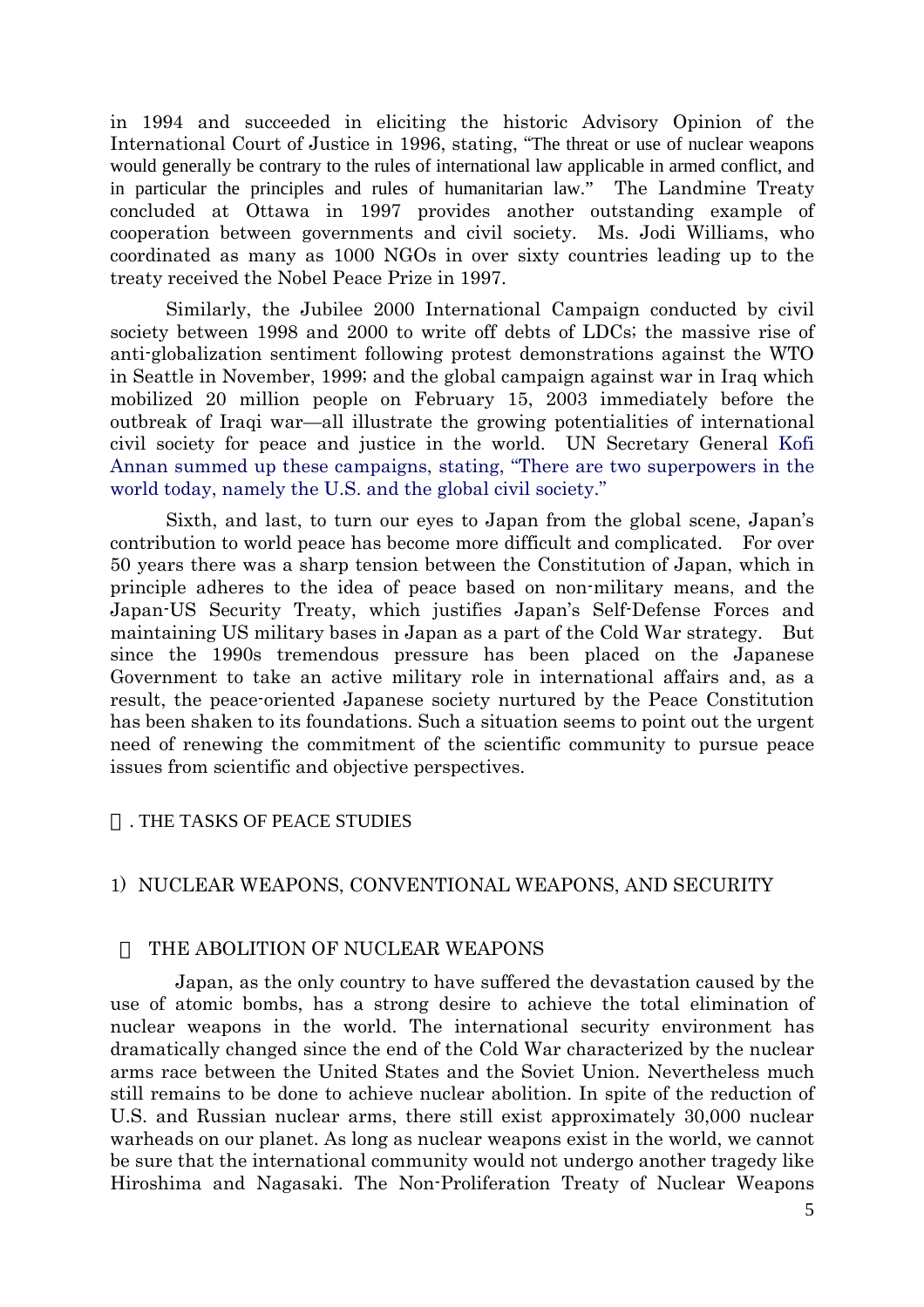in 1994 and succeeded in eliciting the historic Advisory Opinion of the International Court of Justice in 1996, stating, “The threat or use of nuclear weapons would generally be contrary to the rules of international law applicable in armed conflict, and in particular the principles and rules of humanitarian law.” The Landmine Treaty concluded at Ottawa in 1997 provides another outstanding example of cooperation between governments and civil society. Ms. Jodi Williams, who coordinated as many as 1000 NGOs in over sixty countries leading up to the treaty received the Nobel Peace Prize in 1997.

Similarly, the Jubilee 2000 International Campaign conducted by civil society between 1998 and 2000 to write off debts of LDCs; the massive rise of anti-globalization sentiment following protest demonstrations against the WTO in Seattle in November, 1999; and the global campaign against war in Iraq which mobilized 20 million people on February 15, 2003 immediately before the outbreak of Iraqi war—all illustrate the growing potentialities of international civil society for peace and justice in the world. UN Secretary General Kofi Annan summed up these campaigns, stating, “There are two superpowers in the world today, namely the U.S. and the global civil society.”

Sixth, and last, to turn our eyes to Japan from the global scene, Japan’s contribution to world peace has become more difficult and complicated. For over 50 years there was a sharp tension between the Constitution of Japan, which in principle adheres to the idea of peace based on non-military means, and the Japan-US Security Treaty, which justifies Japan’s Self-Defense Forces and maintaining US military bases in Japan as a part of the Cold War strategy. But since the 1990s tremendous pressure has been placed on the Japanese Government to take an active military role in international affairs and, as a result, the peace-oriented Japanese society nurtured by the Peace Constitution has been shaken to its foundations. Such a situation seems to point out the urgent need of renewing the commitment of the scientific community to pursue peace issues from scientific and objective perspectives.

## Ⅱ. THE TASKS OF PEACE STUDIES

### 1) NUCLEAR WEAPONS, CONVENTIONAL WEAPONS, AND SECURITY

#### ① THE ABOLITION OF NUCLEAR WEAPONS

Japan, as the only country to have suffered the devastation caused by the use of atomic bombs, has a strong desire to achieve the total elimination of nuclear weapons in the world. The international security environment has dramatically changed since the end of the Cold War characterized by the nuclear arms race between the United States and the Soviet Union. Nevertheless much still remains to be done to achieve nuclear abolition. In spite of the reduction of U.S. and Russian nuclear arms, there still exist approximately 30,000 nuclear warheads on our planet. As long as nuclear weapons exist in the world, we cannot be sure that the international community would not undergo another tragedy like Hiroshima and Nagasaki. The Non-Proliferation Treaty of Nuclear Weapons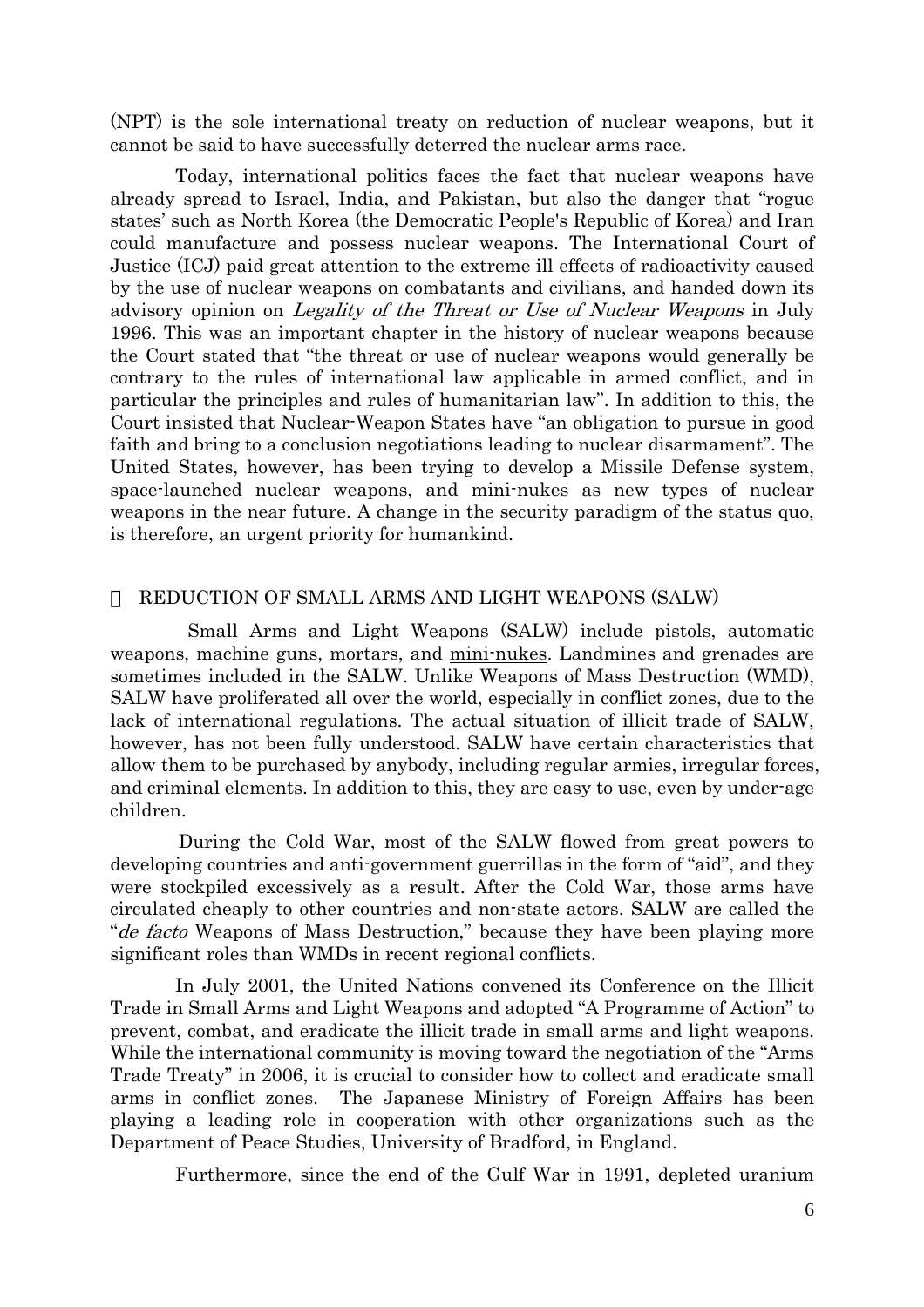(NPT) is the sole international treaty on reduction of nuclear weapons, but it cannot be said to have successfully deterred the nuclear arms race.

Today, international politics faces the fact that nuclear weapons have already spread to Israel, India, and Pakistan, but also the danger that "rogue states' such as North Korea (the Democratic People's Republic of Korea) and Iran could manufacture and possess nuclear weapons. The International Court of Justice (ICJ) paid great attention to the extreme ill effects of radioactivity caused by the use of nuclear weapons on combatants and civilians, and handed down its advisory opinion on *Legality of the Threat or Use of Nuclear Weapons* in July 1996. This was an important chapter in the history of nuclear weapons because the Court stated that "the threat or use of nuclear weapons would generally be contrary to the rules of international law applicable in armed conflict, and in particular the principles and rules of humanitarian law". In addition to this, the Court insisted that Nuclear-Weapon States have "an obligation to pursue in good faith and bring to a conclusion negotiations leading to nuclear disarmament". The United States, however, has been trying to develop a Missile Defense system, space-launched nuclear weapons, and mini-nukes as new types of nuclear weapons in the near future. A change in the security paradigm of the status quo, is therefore, an urgent priority for humankind.

## REDUCTION OF SMALL ARMS AND LIGHT WEAPONS (SALW)

Small Arms and Light Weapons (SALW) include pistols, automatic weapons, machine guns, mortars, and mini-nukes. Landmines and grenades are sometimes included in the SALW. Unlike Weapons of Mass Destruction (WMD), SALW have proliferated all over the world, especially in conflict zones, due to the lack of international regulations. The actual situation of illicit trade of SALW, however, has not been fully understood. SALW have certain characteristics that allow them to be purchased by anybody, including regular armies, irregular forces, and criminal elements. In addition to this, they are easy to use, even by under-age children.

During the Cold War, most of the SALW flowed from great powers to developing countries and anti-government guerrillas in the form of "aid", and they were stockpiled excessively as a result. After the Cold War, those arms have circulated cheaply to other countries and non-state actors. SALW are called the "*de facto* Weapons of Mass Destruction," because they have been playing more significant roles than WMDs in recent regional conflicts.

In July 2001, the United Nations convened its Conference on the Illicit Trade in Small Arms and Light Weapons and adopted "A Programme of Action" to prevent, combat, and eradicate the illicit trade in small arms and light weapons. While the international community is moving toward the negotiation of the "Arms Trade Treaty" in 2006, it is crucial to consider how to collect and eradicate small arms in conflict zones. The Japanese Ministry of Foreign Affairs has been playing a leading role in cooperation with other organizations such as the Department of Peace Studies, University of Bradford, in England.

Furthermore, since the end of the Gulf War in 1991, depleted uranium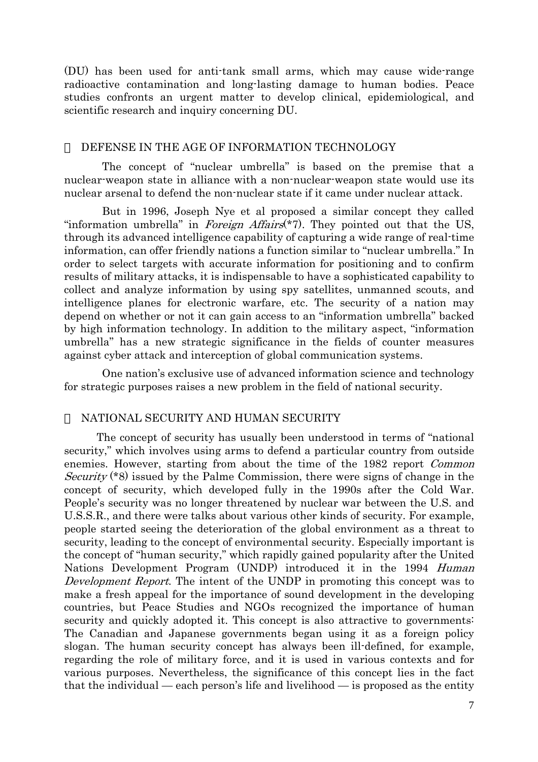(DU) has been used for anti-tank small arms, which may cause wide-range radioactive contamination and long-lasting damage to human bodies. Peace studies confronts an urgent matter to develop clinical, epidemiological, and scientific research and inquiry concerning DU.

## DEFENSE IN THE AGE OF INFORMATION TECHNOLOGY

The concept of "nuclear umbrella" is based on the premise that a nuclear-weapon state in alliance with a non-nuclear-weapon state would use its nuclear arsenal to defend the non-nuclear state if it came under nuclear attack.

But in 1996, Joseph Nye et al proposed a similar concept they called "information umbrella" in *Foreign Affairs*(*7). They pointed out that the US, through its advanced intelligence capability of capturing a wide range of real-time information, can offer friendly nations a function similar to "nuclear umbrella." In order to select targets with accurate information for positioning and to confirm results of military attacks, it is indispensable to have a sophisticated capability to collect and analyze information by using spy satellites, unmanned scouts, and intelligence planes for electronic warfare, etc. The security of a nation may depend on whether or not it can gain access to an "information umbrella" backed by high information technology. In addition to the military aspect, "information umbrella" has a new strategic significance in the fields of counter measures against cyber attack and interception of global communication systems.

One nation's exclusive use of advanced information science and technology for strategic purposes raises a new problem in the field of national security.

## NATIONAL SECURITY AND HUMAN SECURITY

The concept of security has usually been understood in terms of "national security," which involves using arms to defend a particular country from outside enemies. However, starting from about the time of the 1982 report *Common Security* (*8) issued by the Palme Commission, there were signs of change in the concept of security, which developed fully in the 1990s after the Cold War. People's security was no longer threatened by nuclear war between the U.S. and U.S.S.R., and there were talks about various other kinds of security. For example, people started seeing the deterioration of the global environment as a threat to security, leading to the concept of environmental security. Especially important is the concept of "human security," which rapidly gained popularity after the United Nations Development Program (UNDP) introduced it in the 1994 *Human Development Report*. The intent of the UNDP in promoting this concept was to make a fresh appeal for the importance of sound development in the developing countries, but Peace Studies and NGOs recognized the importance of human security and quickly adopted it. This concept is also attractive to governments: The Canadian and Japanese governments began using it as a foreign policy slogan. The human security concept has always been ill-defined, for example, regarding the role of military force, and it is used in various contexts and for various purposes. Nevertheless, the significance of this concept lies in the fact that the individual — each person's life and livelihood — is proposed as the entity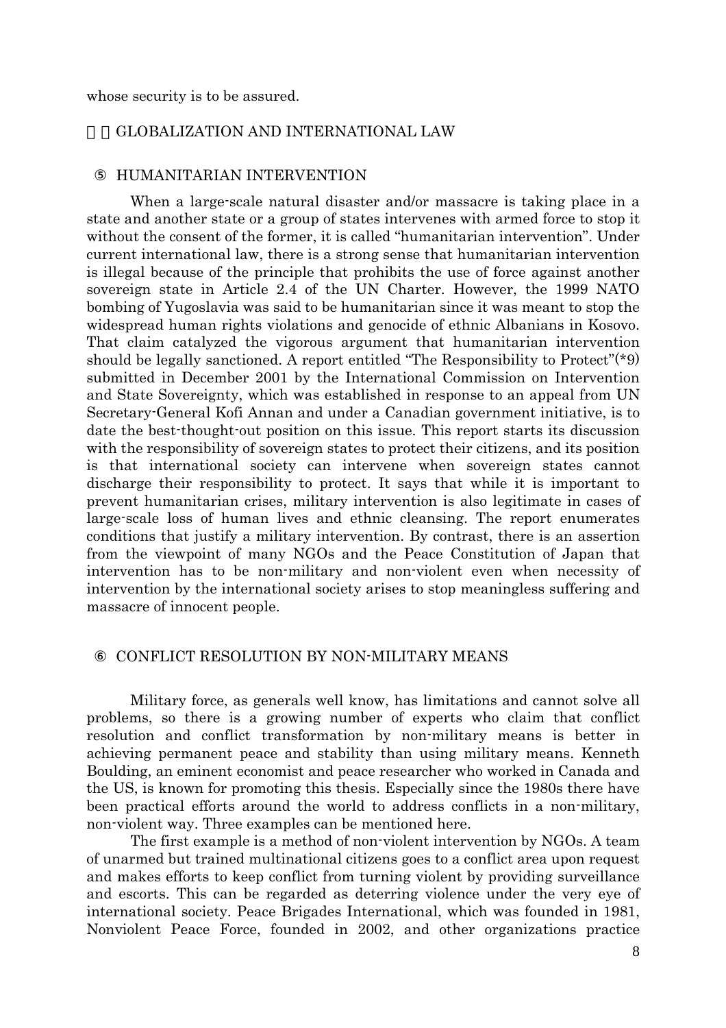whose security is to be assured.

## □□GLOBALIZATION AND INTERNATIONAL LAW

### ⑤ HUMANITARIAN INTERVENTION

When a large-scale natural disaster and/or massacre is taking place in a state and another state or a group of states intervenes with armed force to stop it without the consent of the former, it is called "humanitarian intervention". Under current international law, there is a strong sense that humanitarian intervention is illegal because of the principle that prohibits the use of force against another sovereign state in Article 2.4 of the UN Charter. However, the 1999 NATO bombing of Yugoslavia was said to be humanitarian since it was meant to stop the widespread human rights violations and genocide of ethnic Albanians in Kosovo. That claim catalyzed the vigorous argument that humanitarian intervention should be legally sanctioned. A report entitled "The Responsibility to Protect"(*9) submitted in December 2001 by the International Commission on Intervention and State Sovereignty, which was established in response to an appeal from UN Secretary-General Kofi Annan and under a Canadian government initiative, is to date the best-thought-out position on this issue. This report starts its discussion with the responsibility of sovereign states to protect their citizens, and its position is that international society can intervene when sovereign states cannot discharge their responsibility to protect. It says that while it is important to prevent humanitarian crises, military intervention is also legitimate in cases of large-scale loss of human lives and ethnic cleansing. The report enumerates conditions that justify a military intervention. By contrast, there is an assertion from the viewpoint of many NGOs and the Peace Constitution of Japan that intervention has to be non-military and non-violent even when necessity of intervention by the international society arises to stop meaningless suffering and massacre of innocent people.

### ⑥ CONFLICT RESOLUTION BY NON-MILITARY MEANS

Military force, as generals well know, has limitations and cannot solve all problems, so there is a growing number of experts who claim that conflict resolution and conflict transformation by non-military means is better in achieving permanent peace and stability than using military means. Kenneth Boulding, an eminent economist and peace researcher who worked in Canada and the US, is known for promoting this thesis. Especially since the 1980s there have been practical efforts around the world to address conflicts in a non-military, non-violent way. Three examples can be mentioned here.

The first example is a method of non-violent intervention by NGOs. A team of unarmed but trained multinational citizens goes to a conflict area upon request and makes efforts to keep conflict from turning violent by providing surveillance and escorts. This can be regarded as deterring violence under the very eye of international society. Peace Brigades International, which was founded in 1981, Nonviolent Peace Force, founded in 2002, and other organizations practice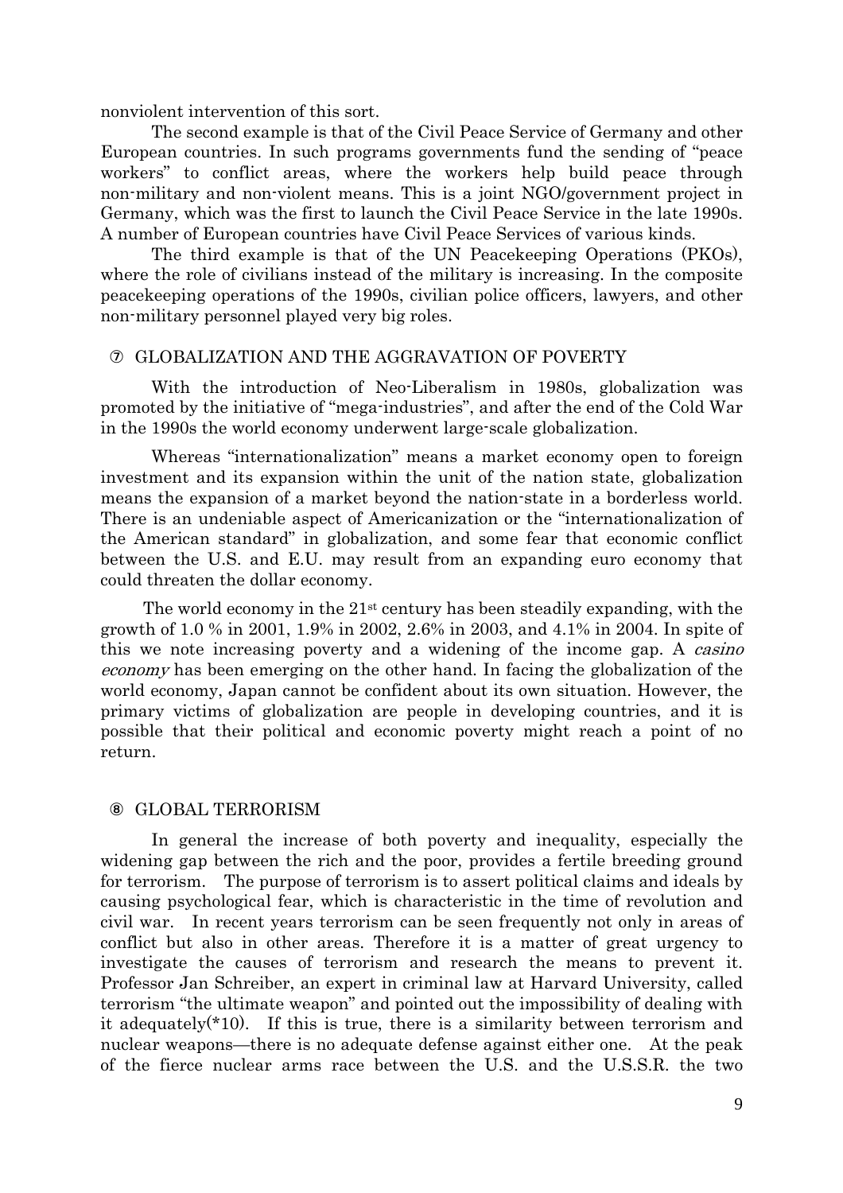nonviolent intervention of this sort.

The second example is that of the Civil Peace Service of Germany and other European countries. In such programs governments fund the sending of "peace workers" to conflict areas, where the workers help build peace through non-military and non-violent means. This is a joint NGO/government project in Germany, which was the first to launch the Civil Peace Service in the late 1990s. A number of European countries have Civil Peace Services of various kinds.

The third example is that of the UN Peacekeeping Operations (PKOs), where the role of civilians instead of the military is increasing. In the composite peacekeeping operations of the 1990s, civilian police officers, lawyers, and other non-military personnel played very big roles.

## ⑦ GLOBALIZATION AND THE AGGRAVATION OF POVERTY

With the introduction of Neo-Liberalism in 1980s, globalization was promoted by the initiative of "mega-industries", and after the end of the Cold War in the 1990s the world economy underwent large-scale globalization.

Whereas "internationalization" means a market economy open to foreign investment and its expansion within the unit of the nation state, globalization means the expansion of a market beyond the nation-state in a borderless world. There is an undeniable aspect of Americanization or the "internationalization of the American standard" in globalization, and some fear that economic conflict between the U.S. and E.U. may result from an expanding euro economy that could threaten the dollar economy.

The world economy in the 21st century has been steadily expanding, with the growth of 1.0 % in 2001, 1.9% in 2002, 2.6% in 2003, and 4.1% in 2004. In spite of this we note increasing poverty and a widening of the income gap. A *casino economy* has been emerging on the other hand. In facing the globalization of the world economy, Japan cannot be confident about its own situation. However, the primary victims of globalization are people in developing countries, and it is possible that their political and economic poverty might reach a point of no return.

## ⑧ GLOBAL TERRORISM

In general the increase of both poverty and inequality, especially the widening gap between the rich and the poor, provides a fertile breeding ground for terrorism. The purpose of terrorism is to assert political claims and ideals by causing psychological fear, which is characteristic in the time of revolution and civil war. In recent years terrorism can be seen frequently not only in areas of conflict but also in other areas. Therefore it is a matter of great urgency to investigate the causes of terrorism and research the means to prevent it. Professor Jan Schreiber, an expert in criminal law at Harvard University, called terrorism "the ultimate weapon" and pointed out the impossibility of dealing with it adequately(*10). If this is true, there is a similarity between terrorism and nuclear weapons—there is no adequate defense against either one. At the peak of the fierce nuclear arms race between the U.S. and the U.S.S.R. the two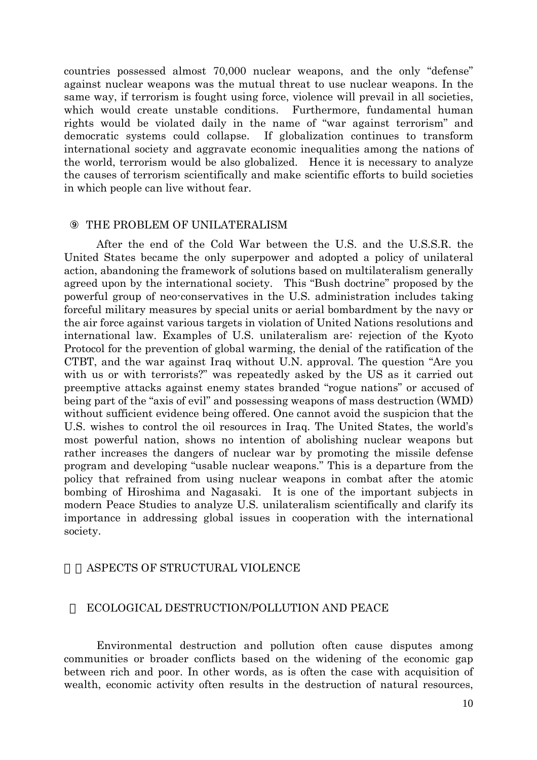countries possessed almost 70,000 nuclear weapons, and the only "defense" against nuclear weapons was the mutual threat to use nuclear weapons. In the same way, if terrorism is fought using force, violence will prevail in all societies, which would create unstable conditions. Furthermore, fundamental human rights would be violated daily in the name of "war against terrorism" and democratic systems could collapse. If globalization continues to transform international society and aggravate economic inequalities among the nations of the world, terrorism would be also globalized. Hence it is necessary to analyze the causes of terrorism scientifically and make scientific efforts to build societies in which people can live without fear.

### ⑨ THE PROBLEM OF UNILATERALISM

After the end of the Cold War between the U.S. and the U.S.S.R. the United States became the only superpower and adopted a policy of unilateral action, abandoning the framework of solutions based on multilateralism generally agreed upon by the international society. This "Bush doctrine" proposed by the powerful group of neo-conservatives in the U.S. administration includes taking forceful military measures by special units or aerial bombardment by the navy or the air force against various targets in violation of United Nations resolutions and international law. Examples of U.S. unilateralism are: rejection of the Kyoto Protocol for the prevention of global warming, the denial of the ratification of the CTBT, and the war against Iraq without U.N. approval. The question "Are you with us or with terrorists?" was repeatedly asked by the US as it carried out preemptive attacks against enemy states branded "rogue nations" or accused of being part of the "axis of evil" and possessing weapons of mass destruction (WMD) without sufficient evidence being offered. One cannot avoid the suspicion that the U.S. wishes to control the oil resources in Iraq. The United States, the world's most powerful nation, shows no intention of abolishing nuclear weapons but rather increases the dangers of nuclear war by promoting the missile defense program and developing "usable nuclear weapons." This is a departure from the policy that refrained from using nuclear weapons in combat after the atomic bombing of Hiroshima and Nagasaki. It is one of the important subjects in modern Peace Studies to analyze U.S. unilateralism scientifically and clarify its importance in addressing global issues in cooperation with the international society.

## ASPECTS OF STRUCTURAL VIOLENCE

### ECOLOGICAL DESTRUCTION/POLLUTION AND PEACE

Environmental destruction and pollution often cause disputes among communities or broader conflicts based on the widening of the economic gap between rich and poor. In other words, as is often the case with acquisition of wealth, economic activity often results in the destruction of natural resources,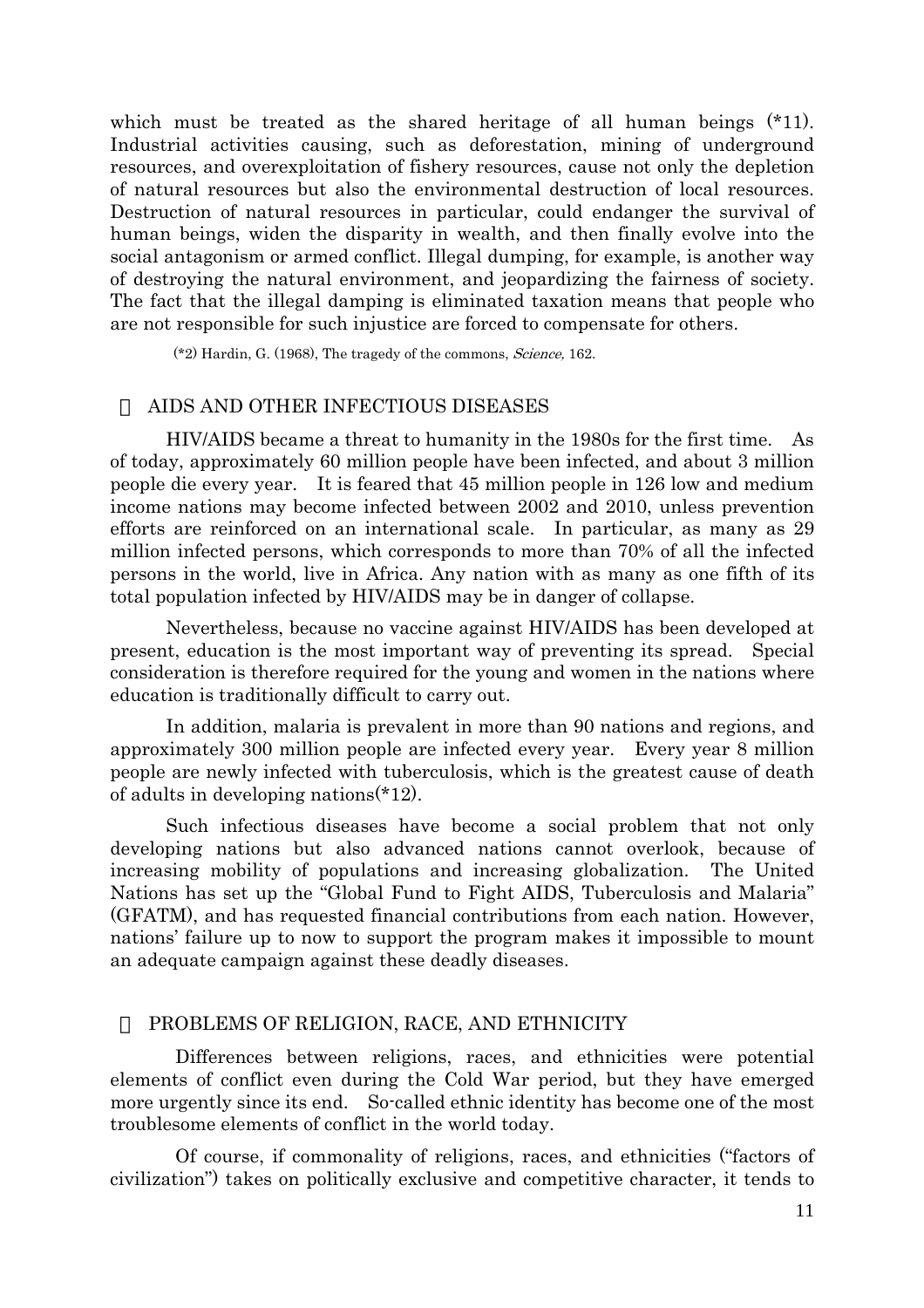which must be treated as the shared heritage of all human beings (*11). Industrial activities causing, such as deforestation, mining of underground resources, and overexploitation of fishery resources, cause not only the depletion of natural resources but also the environmental destruction of local resources. Destruction of natural resources in particular, could endanger the survival of human beings, widen the disparity in wealth, and then finally evolve into the social antagonism or armed conflict. Illegal dumping, for example, is another way of destroying the natural environment, and jeopardizing the fairness of society. The fact that the illegal damping is eliminated taxation means that people who are not responsible for such injustice are forced to compensate for others.

(*2) Hardin, G. (1968), The tragedy of the commons, *Science,* 162.

## AIDS AND OTHER INFECTIOUS DISEASES

HIV/AIDS became a threat to humanity in the 1980s for the first time. As of today, approximately 60 million people have been infected, and about 3 million people die every year. It is feared that 45 million people in 126 low and medium income nations may become infected between 2002 and 2010, unless prevention efforts are reinforced on an international scale. In particular, as many as 29 million infected persons, which corresponds to more than 70% of all the infected persons in the world, live in Africa. Any nation with as many as one fifth of its total population infected by HIV/AIDS may be in danger of collapse.

Nevertheless, because no vaccine against HIV/AIDS has been developed at present, education is the most important way of preventing its spread. Special consideration is therefore required for the young and women in the nations where education is traditionally difficult to carry out.

In addition, malaria is prevalent in more than 90 nations and regions, and approximately 300 million people are infected every year. Every year 8 million people are newly infected with tuberculosis, which is the greatest cause of death of adults in developing nations(*12).

Such infectious diseases have become a social problem that not only developing nations but also advanced nations cannot overlook, because of increasing mobility of populations and increasing globalization. The United Nations has set up the "Global Fund to Fight AIDS, Tuberculosis and Malaria" (GFATM), and has requested financial contributions from each nation. However, nations' failure up to now to support the program makes it impossible to mount an adequate campaign against these deadly diseases.

## PROBLEMS OF RELIGION, RACE, AND ETHNICITY

Differences between religions, races, and ethnicities were potential elements of conflict even during the Cold War period, but they have emerged more urgently since its end. So-called ethnic identity has become one of the most troublesome elements of conflict in the world today.

Of course, if commonality of religions, races, and ethnicities ("factors of civilization") takes on politically exclusive and competitive character, it tends to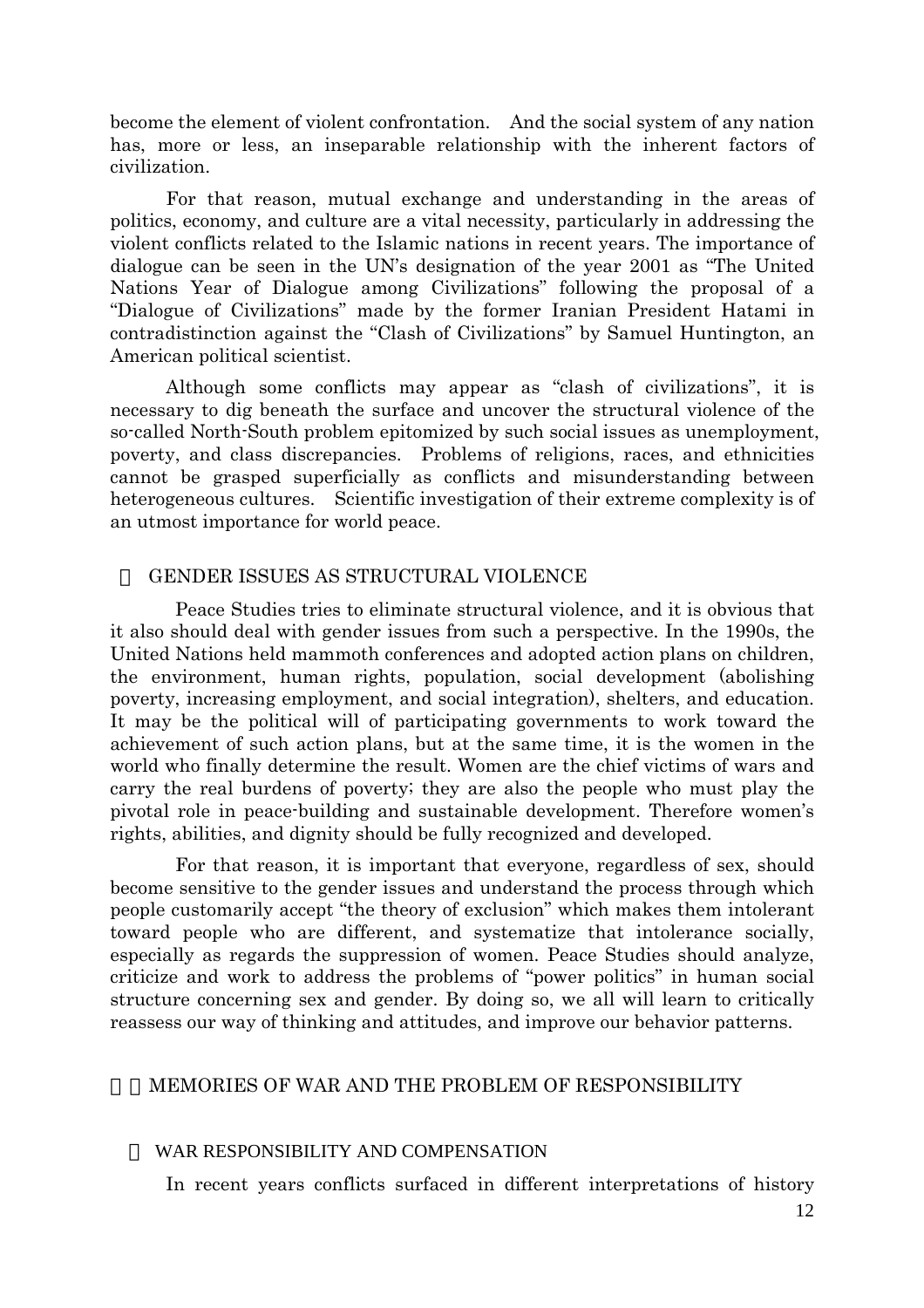become the element of violent confrontation. And the social system of any nation has, more or less, an inseparable relationship with the inherent factors of civilization.

For that reason, mutual exchange and understanding in the areas of politics, economy, and culture are a vital necessity, particularly in addressing the violent conflicts related to the Islamic nations in recent years. The importance of dialogue can be seen in the UN's designation of the year 2001 as "The United Nations Year of Dialogue among Civilizations" following the proposal of a "Dialogue of Civilizations" made by the former Iranian President Hatami in contradistinction against the "Clash of Civilizations" by Samuel Huntington, an American political scientist.

Although some conflicts may appear as "clash of civilizations", it is necessary to dig beneath the surface and uncover the structural violence of the so-called North-South problem epitomized by such social issues as unemployment, poverty, and class discrepancies. Problems of religions, races, and ethnicities cannot be grasped superficially as conflicts and misunderstanding between heterogeneous cultures. Scientific investigation of their extreme complexity is of an utmost importance for world peace.

### GENDER ISSUES AS STRUCTURAL VIOLENCE

Peace Studies tries to eliminate structural violence, and it is obvious that it also should deal with gender issues from such a perspective. In the 1990s, the United Nations held mammoth conferences and adopted action plans on children, the environment, human rights, population, social development (abolishing poverty, increasing employment, and social integration), shelters, and education. It may be the political will of participating governments to work toward the achievement of such action plans, but at the same time, it is the women in the world who finally determine the result. Women are the chief victims of wars and carry the real burdens of poverty; they are also the people who must play the pivotal role in peace-building and sustainable development. Therefore women's rights, abilities, and dignity should be fully recognized and developed.

For that reason, it is important that everyone, regardless of sex, should become sensitive to the gender issues and understand the process through which people customarily accept "the theory of exclusion" which makes them intolerant toward people who are different, and systematize that intolerance socially, especially as regards the suppression of women. Peace Studies should analyze, criticize and work to address the problems of "power politics" in human social structure concerning sex and gender. By doing so, we all will learn to critically reassess our way of thinking and attitudes, and improve our behavior patterns.

## MEMORIES OF WAR AND THE PROBLEM OF RESPONSIBILITY

### WAR RESPONSIBILITY AND COMPENSATION

In recent years conflicts surfaced in different interpretations of history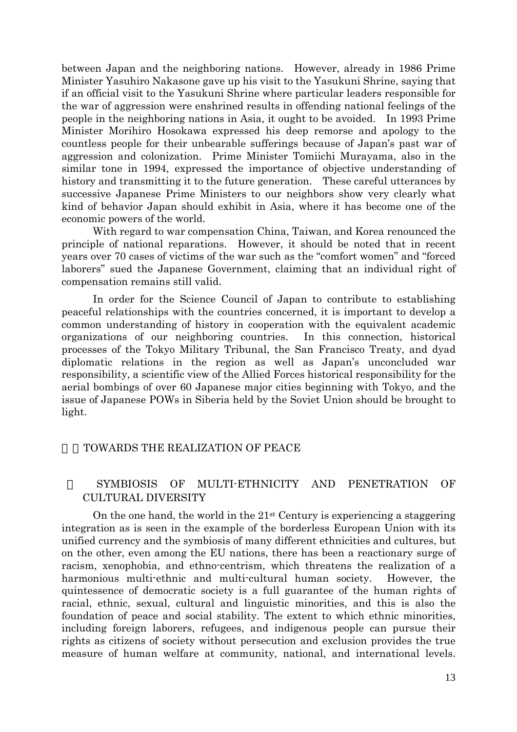between Japan and the neighboring nations. However, already in 1986 Prime Minister Yasuhiro Nakasone gave up his visit to the Yasukuni Shrine, saying that if an official visit to the Yasukuni Shrine where particular leaders responsible for the war of aggression were enshrined results in offending national feelings of the people in the neighboring nations in Asia, it ought to be avoided. In 1993 Prime Minister Morihiro Hosokawa expressed his deep remorse and apology to the countless people for their unbearable sufferings because of Japan's past war of aggression and colonization. Prime Minister Tomiichi Murayama, also in the similar tone in 1994, expressed the importance of objective understanding of history and transmitting it to the future generation. These careful utterances by successive Japanese Prime Ministers to our neighbors show very clearly what kind of behavior Japan should exhibit in Asia, where it has become one of the economic powers of the world.

With regard to war compensation China, Taiwan, and Korea renounced the principle of national reparations. However, it should be noted that in recent years over 70 cases of victims of the war such as the "comfort women" and "forced laborers" sued the Japanese Government, claiming that an individual right of compensation remains still valid.

In order for the Science Council of Japan to contribute to establishing peaceful relationships with the countries concerned, it is important to develop a common understanding of history in cooperation with the equivalent academic organizations of our neighboring countries. In this connection, historical processes of the Tokyo Military Tribunal, the San Francisco Treaty, and dyad diplomatic relations in the region as well as Japan's unconcluded war responsibility, a scientific view of the Allied Forces historical responsibility for the aerial bombings of over 60 Japanese major cities beginning with Tokyo, and the issue of Japanese POWs in Siberia held by the Soviet Union should be brought to light.

## TOWARDS THE REALIZATION OF PEACE

### SYMBIOSIS OF MULTI-ETHNICITY AND PENETRATION OF CULTURAL DIVERSITY

On the one hand, the world in the 21st Century is experiencing a staggering integration as is seen in the example of the borderless European Union with its unified currency and the symbiosis of many different ethnicities and cultures, but on the other, even among the EU nations, there has been a reactionary surge of racism, xenophobia, and ethno-centrism, which threatens the realization of a harmonious multi-ethnic and multi-cultural human society. However, the quintessence of democratic society is a full guarantee of the human rights of racial, ethnic, sexual, cultural and linguistic minorities, and this is also the foundation of peace and social stability. The extent to which ethnic minorities, including foreign laborers, refugees, and indigenous people can pursue their rights as citizens of society without persecution and exclusion provides the true measure of human welfare at community, national, and international levels.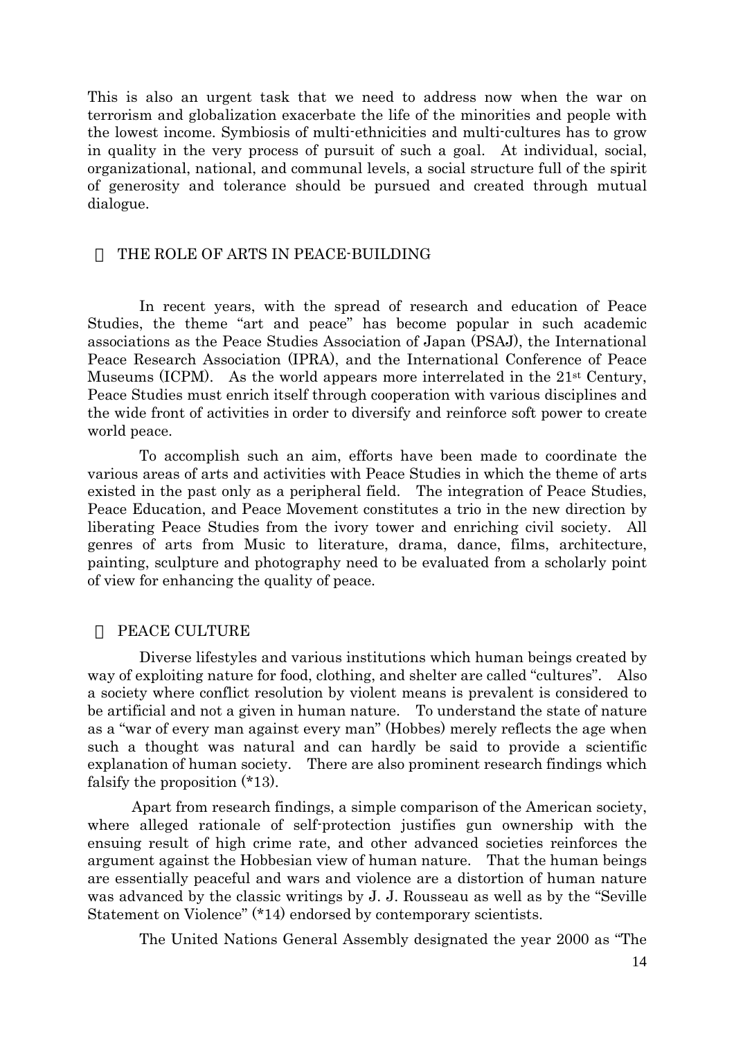This is also an urgent task that we need to address now when the war on terrorism and globalization exacerbate the life of the minorities and people with the lowest income. Symbiosis of multi-ethnicities and multi-cultures has to grow in quality in the very process of pursuit of such a goal. At individual, social, organizational, national, and communal levels, a social structure full of the spirit of generosity and tolerance should be pursued and created through mutual dialogue.

## THE ROLE OF ARTS IN PEACE-BUILDING

In recent years, with the spread of research and education of Peace Studies, the theme "art and peace" has become popular in such academic associations as the Peace Studies Association of Japan (PSAJ), the International Peace Research Association (IPRA), and the International Conference of Peace Museums (ICPM). As the world appears more interrelated in the 21st Century, Peace Studies must enrich itself through cooperation with various disciplines and the wide front of activities in order to diversify and reinforce soft power to create world peace.

To accomplish such an aim, efforts have been made to coordinate the various areas of arts and activities with Peace Studies in which the theme of arts existed in the past only as a peripheral field. The integration of Peace Studies, Peace Education, and Peace Movement constitutes a trio in the new direction by liberating Peace Studies from the ivory tower and enriching civil society. All genres of arts from Music to literature, drama, dance, films, architecture, painting, sculpture and photography need to be evaluated from a scholarly point of view for enhancing the quality of peace.

## PEACE CULTURE

Diverse lifestyles and various institutions which human beings created by way of exploiting nature for food, clothing, and shelter are called "cultures". Also a society where conflict resolution by violent means is prevalent is considered to be artificial and not a given in human nature. To understand the state of nature as a "war of every man against every man" (Hobbes) merely reflects the age when such a thought was natural and can hardly be said to provide a scientific explanation of human society. There are also prominent research findings which falsify the proposition (*13).

Apart from research findings, a simple comparison of the American society, where alleged rationale of self-protection justifies gun ownership with the ensuing result of high crime rate, and other advanced societies reinforces the argument against the Hobbesian view of human nature. That the human beings are essentially peaceful and wars and violence are a distortion of human nature was advanced by the classic writings by J. J. Rousseau as well as by the "Seville Statement on Violence" (*14) endorsed by contemporary scientists.

The United Nations General Assembly designated the year 2000 as "The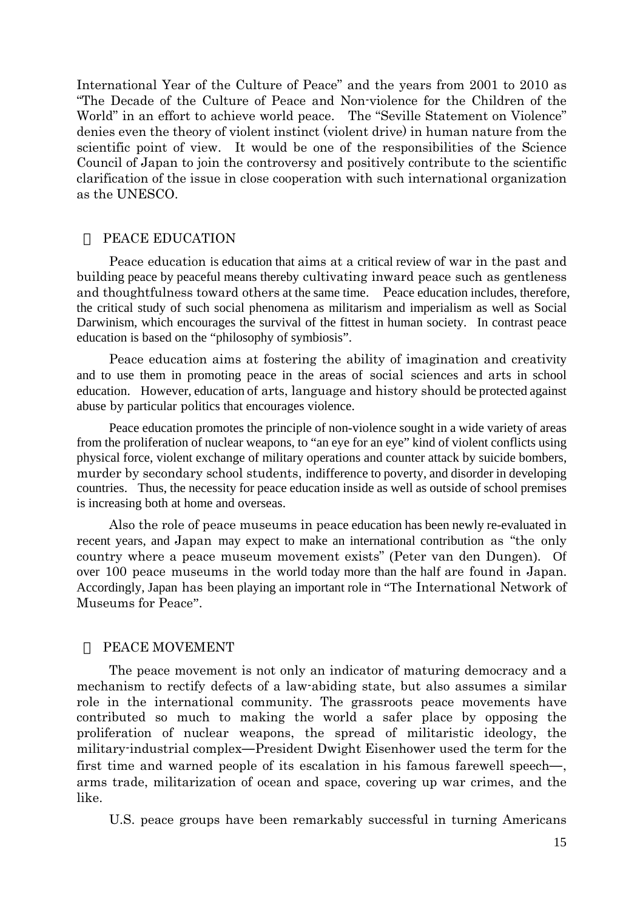International Year of the Culture of Peace" and the years from 2001 to 2010 as "The Decade of the Culture of Peace and Non-violence for the Children of the World" in an effort to achieve world peace. The "Seville Statement on Violence" denies even the theory of violent instinct (violent drive) in human nature from the scientific point of view. It would be one of the responsibilities of the Science Council of Japan to join the controversy and positively contribute to the scientific clarification of the issue in close cooperation with such international organization as the UNESCO.

## PEACE EDUCATION

Peace education is education that aims at a critical review of war in the past and building peace by peaceful means thereby cultivating inward peace such as gentleness and thoughtfulness toward others at the same time. Peace education includes, therefore, the critical study of such social phenomena as militarism and imperialism as well as Social Darwinism, which encourages the survival of the fittest in human society. In contrast peace education is based on the "philosophy of symbiosis".

Peace education aims at fostering the ability of imagination and creativity and to use them in promoting peace in the areas of social sciences and arts in school education. However, education of arts, language and history should be protected against abuse by particular politics that encourages violence.

Peace education promotes the principle of non-violence sought in a wide variety of areas from the proliferation of nuclear weapons, to "an eye for an eye" kind of violent conflicts using physical force, violent exchange of military operations and counter attack by suicide bombers, murder by secondary school students, indifference to poverty, and disorder in developing countries. Thus, the necessity for peace education inside as well as outside of school premises is increasing both at home and overseas.

Also the role of peace museums in peace education has been newly re-evaluated in recent years, and Japan may expect to make an international contribution as "the only country where a peace museum movement exists" (Peter van den Dungen). Of over 100 peace museums in the world today more than the half are found in Japan. Accordingly, Japan has been playing an important role in "The International Network of Museums for Peace".

## PEACE MOVEMENT

The peace movement is not only an indicator of maturing democracy and a mechanism to rectify defects of a law-abiding state, but also assumes a similar role in the international community. The grassroots peace movements have contributed so much to making the world a safer place by opposing the proliferation of nuclear weapons, the spread of militaristic ideology, the military-industrial complex—President Dwight Eisenhower used the term for the first time and warned people of its escalation in his famous farewell speech—, arms trade, militarization of ocean and space, covering up war crimes, and the like.

U.S. peace groups have been remarkably successful in turning Americans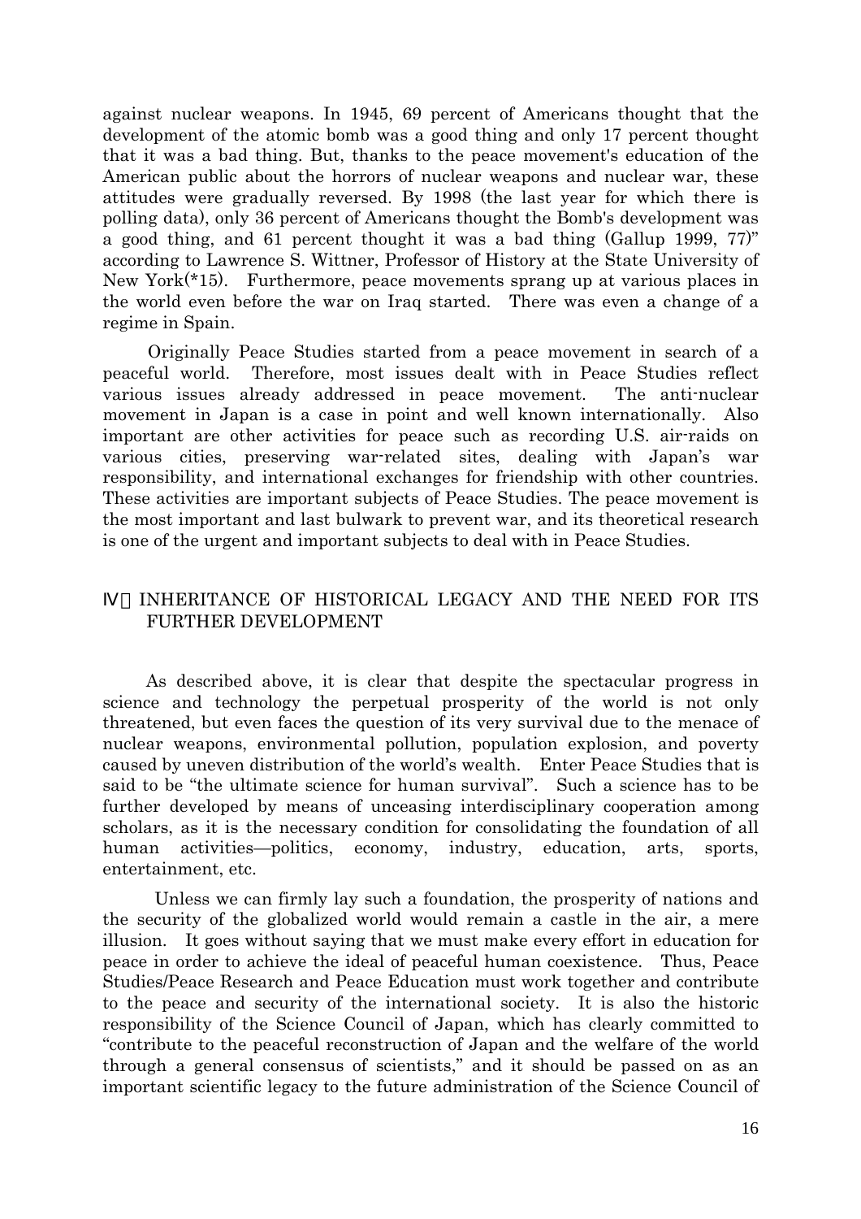against nuclear weapons. In 1945, 69 percent of Americans thought that the development of the atomic bomb was a good thing and only 17 percent thought that it was a bad thing. But, thanks to the peace movement's education of the American public about the horrors of nuclear weapons and nuclear war, these attitudes were gradually reversed. By 1998 (the last year for which there is polling data), only 36 percent of Americans thought the Bomb's development was a good thing, and 61 percent thought it was a bad thing (Gallup 1999, 77)" according to Lawrence S. Wittner, Professor of History at the State University of New York(*15). Furthermore, peace movements sprang up at various places in the world even before the war on Iraq started. There was even a change of a regime in Spain.

Originally Peace Studies started from a peace movement in search of a peaceful world. Therefore, most issues dealt with in Peace Studies reflect various issues already addressed in peace movement. The anti-nuclear movement in Japan is a case in point and well known internationally. Also important are other activities for peace such as recording U.S. air-raids on various cities, preserving war-related sites, dealing with Japan's war responsibility, and international exchanges for friendship with other countries. These activities are important subjects of Peace Studies. The peace movement is the most important and last bulwark to prevent war, and its theoretical research is one of the urgent and important subjects to deal with in Peace Studies.

## Ⅳ INHERITANCE OF HISTORICAL LEGACY AND THE NEED FOR ITS FURTHER DEVELOPMENT

As described above, it is clear that despite the spectacular progress in science and technology the perpetual prosperity of the world is not only threatened, but even faces the question of its very survival due to the menace of nuclear weapons, environmental pollution, population explosion, and poverty caused by uneven distribution of the world's wealth. Enter Peace Studies that is said to be "the ultimate science for human survival". Such a science has to be further developed by means of unceasing interdisciplinary cooperation among scholars, as it is the necessary condition for consolidating the foundation of all human activities—politics, economy, industry, education, arts, sports, entertainment, etc.

Unless we can firmly lay such a foundation, the prosperity of nations and the security of the globalized world would remain a castle in the air, a mere illusion. It goes without saying that we must make every effort in education for peace in order to achieve the ideal of peaceful human coexistence. Thus, Peace Studies/Peace Research and Peace Education must work together and contribute to the peace and security of the international society. It is also the historic responsibility of the Science Council of Japan, which has clearly committed to "contribute to the peaceful reconstruction of Japan and the welfare of the world through a general consensus of scientists," and it should be passed on as an important scientific legacy to the future administration of the Science Council of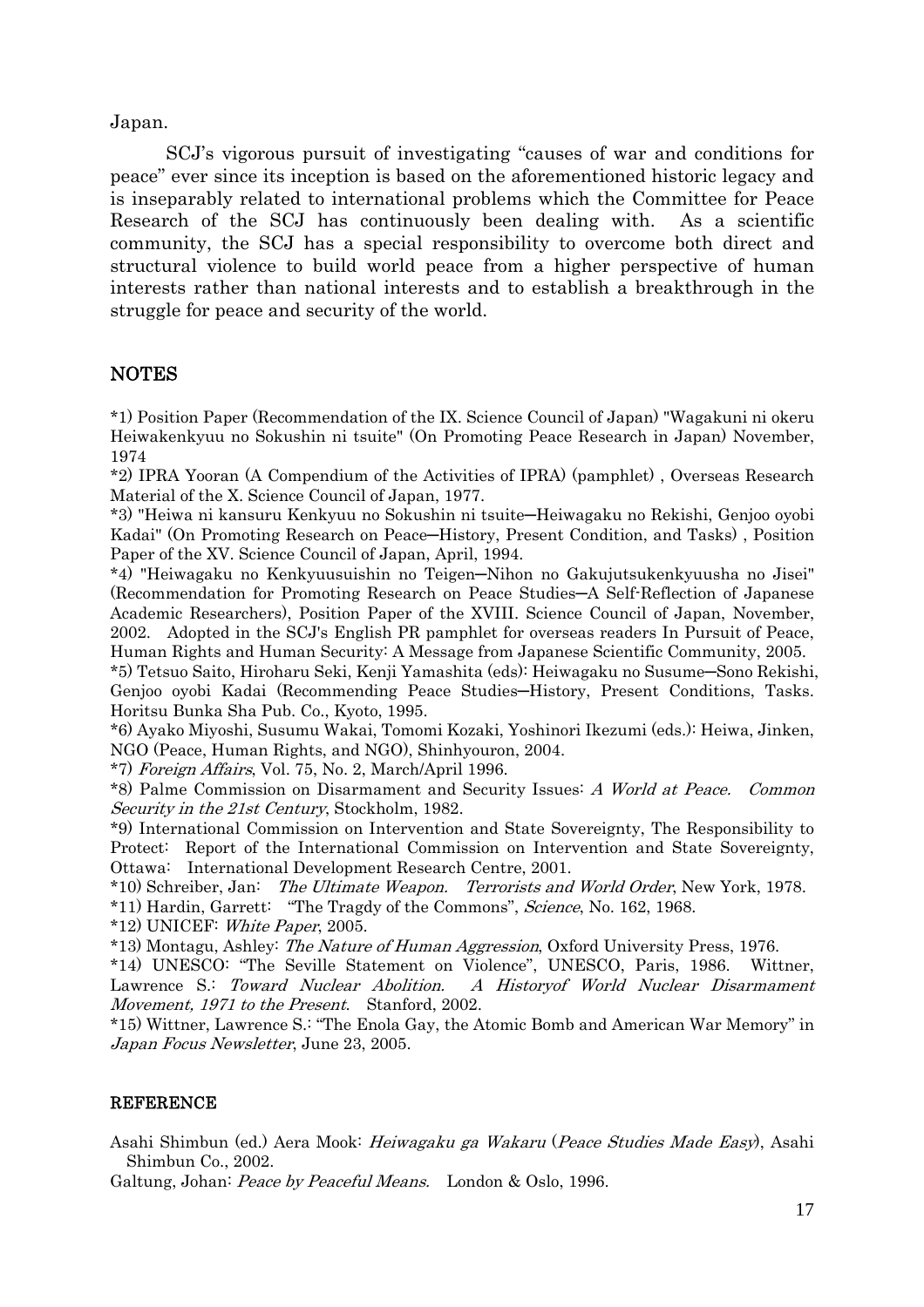Japan.

SCJ's vigorous pursuit of investigating "causes of war and conditions for peace" ever since its inception is based on the aforementioned historic legacy and is inseparably related to international problems which the Committee for Peace Research of the SCJ has continuously been dealing with. As a scientific community, the SCJ has a special responsibility to overcome both direct and structural violence to build world peace from a higher perspective of human interests rather than national interests and to establish a breakthrough in the struggle for peace and security of the world.

## NOTES

*1) Position Paper (Recommendation of the IX. Science Council of Japan) "Wagakuni ni okeru Heiwakenkyuu no Sokushin ni tsuite" (On Promoting Peace Research in Japan) November, 1974

*2) IPRA Yooran (A Compendium of the Activities of IPRA) (pamphlet) , Overseas Research Material of the X. Science Council of Japan, 1977.

*3) "Heiwa ni kansuru Kenkyuu no Sokushin ni tsuite─Heiwagaku no Rekishi, Genjoo oyobi Kadai" (On Promoting Research on Peace─History, Present Condition, and Tasks) , Position Paper of the XV. Science Council of Japan, April, 1994.

*4) "Heiwagaku no Kenkyuusuishin no Teigen─Nihon no Gakujutsukenkyuusha no Jisei" (Recommendation for Promoting Research on Peace Studies─A Self-Reflection of Japanese Academic Researchers), Position Paper of the XVIII. Science Council of Japan, November, 2002. Adopted in the SCJ's English PR pamphlet for overseas readers In Pursuit of Peace, Human Rights and Human Security: A Message from Japanese Scientific Community, 2005.

*5) Tetsuo Saito, Hiroharu Seki, Kenji Yamashita (eds): Heiwagaku no Susume─Sono Rekishi, Genjoo oyobi Kadai (Recommending Peace Studies─History, Present Conditions, Tasks. Horitsu Bunka Sha Pub. Co., Kyoto, 1995.

*6) Ayako Miyoshi, Susumu Wakai, Tomomi Kozaki, Yoshinori Ikezumi (eds.): Heiwa, Jinken, NGO (Peace, Human Rights, and NGO), Shinhyouron, 2004.

*7) *Foreign Affairs*, Vol. 75, No. 2, March/April 1996.

*8) Palme Commission on Disarmament and Security Issues: *A World at Peace. Common Security in the 21st Century*, Stockholm, 1982.

*9) International Commission on Intervention and State Sovereignty, The Responsibility to Protect: Report of the International Commission on Intervention and State Sovereignty, Ottawa: International Development Research Centre, 2001.

*10) Schreiber, Jan: *The Ultimate Weapon. Terrorists and World Order*, New York, 1978.

*11) Hardin, Garrett: "The Tragdy of the Commons", *Science*, No. 162, 1968.

*12) UNICEF: *White Paper*, 2005.

*13) Montagu, Ashley: *The Nature of Human Aggression*, Oxford University Press, 1976.

*14) UNESCO: "The Seville Statement on Violence", UNESCO, Paris, 1986. Wittner, Lawrence S.: *Toward Nuclear Abolition. A Historyof World Nuclear Disarmament Movement, 1971 to the Present*. Stanford, 2002.

*15) Wittner, Lawrence S.: "The Enola Gay, the Atomic Bomb and American War Memory" in *Japan Focus Newsletter*, June 23, 2005.

## REFERENCE

Asahi Shimbun (ed.) Aera Mook: *Heiwagaku ga Wakaru* (*Peace Studies Made Easy*), Asahi Shimbun Co., 2002.

Galtung, Johan: *Peace by Peaceful Means.* London & Oslo, 1996.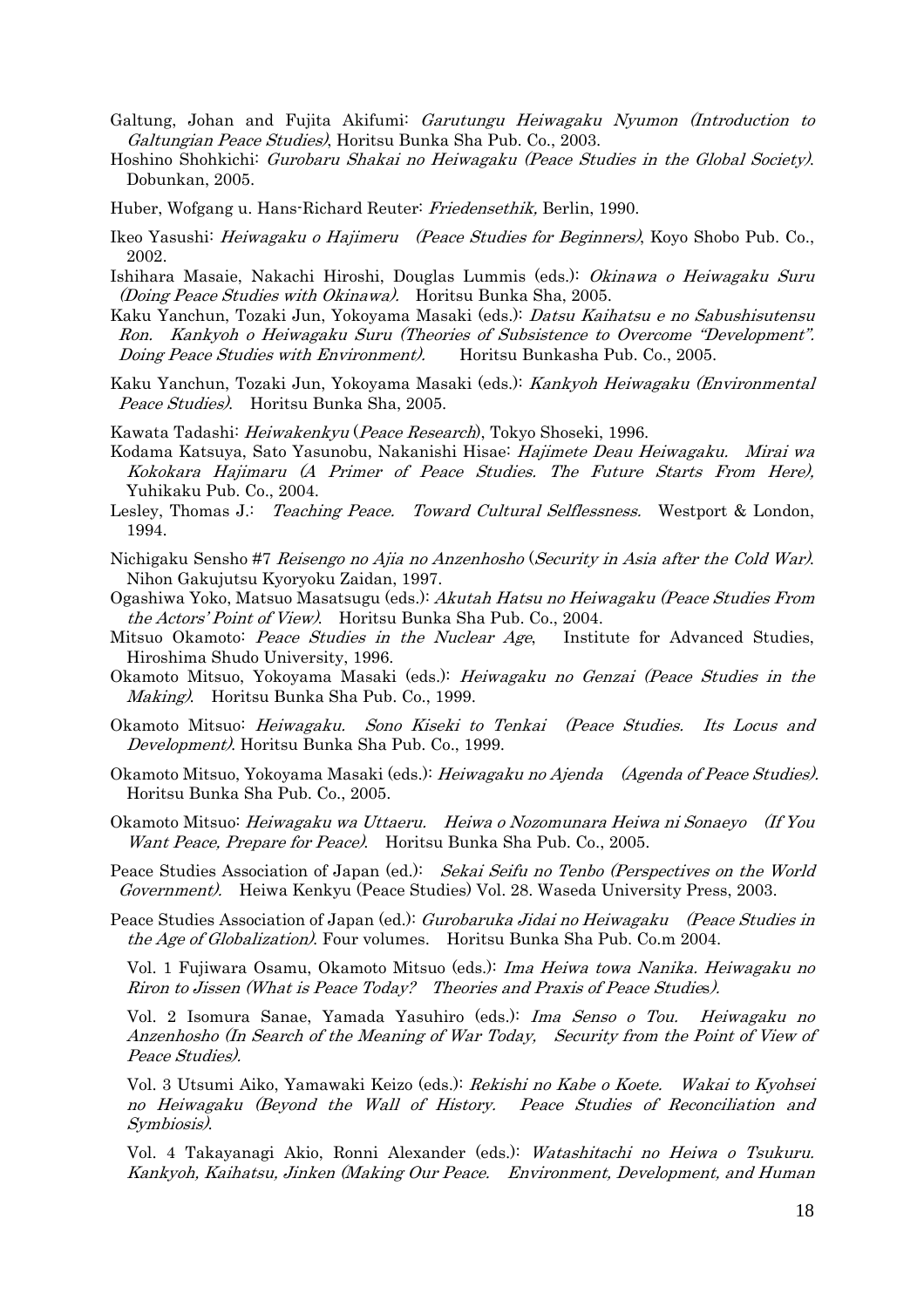Galtung, Johan and Fujita Akifumi: *Garutungu Heiwagaku Nyumon (Introduction to Galtungian Peace Studies)*, Horitsu Bunka Sha Pub. Co., 2003.

Hoshino Shohkichi: *Gurobaru Shakai no Heiwagaku (Peace Studies in the Global Society)*. Dobunkan, 2005.

Huber, Wofgang u. Hans-Richard Reuter: *Friedensethik,* Berlin, 1990.

Ikeo Yasushi: *Heiwagaku o Hajimeru (Peace Studies for Beginners)*, Koyo Shobo Pub. Co., 2002.

Ishihara Masaie, Nakachi Hiroshi, Douglas Lummis (eds.): *Okinawa o Heiwagaku Suru (Doing Peace Studies with Okinawa).* Horitsu Bunka Sha, 2005.

Kaku Yanchun, Tozaki Jun, Yokoyama Masaki (eds.): *Datsu Kaihatsu e no Sabushisutensu Ron. Kankyoh o Heiwagaku Suru (Theories of Subsistence to Overcome "Development". Doing Peace Studies with Environment).* Horitsu Bunkasha Pub. Co., 2005.

Kaku Yanchun, Tozaki Jun, Yokoyama Masaki (eds.): *Kankyoh Heiwagaku (Environmental Peace Studies)*. Horitsu Bunka Sha, 2005.

Kawata Tadashi: *Heiwakenkyu* (*Peace Research*), Tokyo Shoseki, 1996.

Kodama Katsuya, Sato Yasunobu, Nakanishi Hisae: *Hajimete Deau Heiwagaku. Mirai wa Kokokara Hajimaru (A Primer of Peace Studies. The Future Starts From Here),* Yuhikaku Pub. Co., 2004.

Lesley, Thomas J.: *Teaching Peace. Toward Cultural Selflessness.* Westport & London, 1994.

Nichigaku Sensho #7 *Reisengo no Ajia no Anzenhosho* (*Security in Asia after the Cold War)*. Nihon Gakujutsu Kyoryoku Zaidan, 1997.

Ogashiwa Yoko, Matsuo Masatsugu (eds.): *Akutah Hatsu no Heiwagaku (Peace Studies From the Actors' Point of View)*. Horitsu Bunka Sha Pub. Co., 2004.

Mitsuo Okamoto: *Peace Studies in the Nuclear Age*, Institute for Advanced Studies, Hiroshima Shudo University, 1996.

Okamoto Mitsuo, Yokoyama Masaki (eds.): *Heiwagaku no Genzai (Peace Studies in the Making)*. Horitsu Bunka Sha Pub. Co., 1999.

Okamoto Mitsuo: *Heiwagaku. Sono Kiseki to Tenkai (Peace Studies. Its Locus and Development)*. Horitsu Bunka Sha Pub. Co., 1999.

Okamoto Mitsuo, Yokoyama Masaki (eds.): *Heiwagaku no Ajenda (Agenda of Peace Studies).* Horitsu Bunka Sha Pub. Co., 2005.

Okamoto Mitsuo: *Heiwagaku wa Uttaeru. Heiwa o Nozomunara Heiwa ni Sonaeyo (If You Want Peace, Prepare for Peace)*. Horitsu Bunka Sha Pub. Co., 2005.

Peace Studies Association of Japan (ed.): *Sekai Seifu no Tenbo (Perspectives on the World Government)*. Heiwa Kenkyu (Peace Studies) Vol. 28. Waseda University Press, 2003.

Peace Studies Association of Japan (ed.): *Gurobaruka Jidai no Heiwagaku (Peace Studies in the Age of Globalization)*. Four volumes. Horitsu Bunka Sha Pub. Co.m 2004.

Vol. 1 Fujiwara Osamu, Okamoto Mitsuo (eds.): *Ima Heiwa towa Nanika. Heiwagaku no Riron to Jissen (What is Peace Today? Theories and Praxis of Peace Studies).*

Vol. 2 Isomura Sanae, Yamada Yasuhiro (eds.): *Ima Senso o Tou. Heiwagaku no Anzenhosho (In Search of the Meaning of War Today, Security from the Point of View of Peace Studies).*

Vol. 3 Utsumi Aiko, Yamawaki Keizo (eds.): *Rekishi no Kabe o Koete. Wakai to Kyohsei no Heiwagaku (Beyond the Wall of History. Peace Studies of Reconciliation and Symbiosis)*.

Vol. 4 Takayanagi Akio, Ronni Alexander (eds.): *Watashitachi no Heiwa o Tsukuru. Kankyoh, Kaihatsu, Jinken (Making Our Peace. Environment, Development, and Human*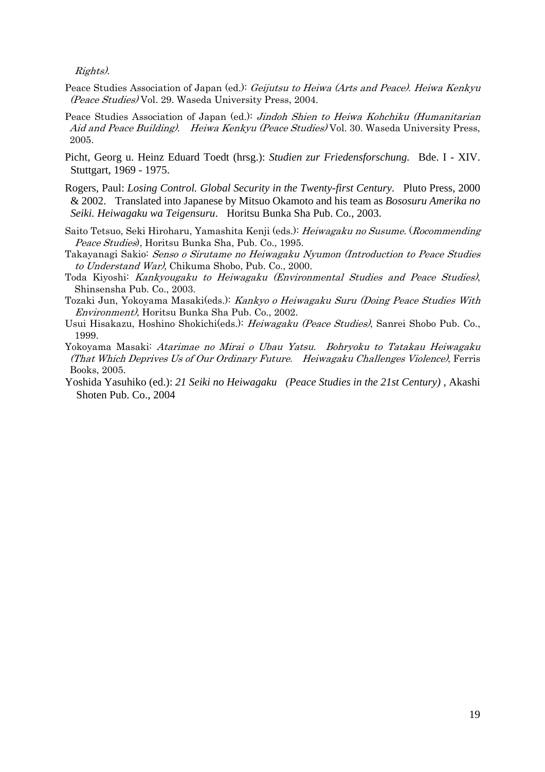*Rights)*.

Peace Studies Association of Japan (ed.): *Geijutsu to Heiwa (Arts and Peace). Heiwa Kenkyu (Peace Studies)* Vol. 29. Waseda University Press, 2004.

Peace Studies Association of Japan (ed.): *Jindoh Shien to Heiwa Kohchiku (Humanitarian Aid and Peace Building). Heiwa Kenkyu (Peace Studies)* Vol. 30. Waseda University Press, 2005.

Picht, Georg u. Heinz Eduard Toedt (hrsg.): *Studien zur Friedensforschung.* Bde. I - XIV. Stuttgart, 1969 - 1975.

Rogers, Paul: *Losing Control. Global Security in the Twenty-first Century*. Pluto Press, 2000 & 2002. Translated into Japanese by Mitsuo Okamoto and his team as *Bososuru Amerika no Seiki. Heiwagaku wa Teigensuru*. Horitsu Bunka Sha Pub. Co., 2003.

Saito Tetsuo, Seki Hiroharu, Yamashita Kenji (eds.): *Heiwagaku no Susume.* (*Rocommending Peace Studies*), Horitsu Bunka Sha, Pub. Co., 1995.

Takayanagi Sakio: *Senso o Sirutame no Heiwagaku Nyumon (Introduction to Peace Studies to Understand War),* Chikuma Shobo, Pub. Co., 2000.

Toda Kiyoshi: *Kankyougaku to Heiwagaku (Environmental Studies and Peace Studies)*, Shinsensha Pub. Co., 2003.

Tozaki Jun, Yokoyama Masaki(eds.): *Kankyo o Heiwagaku Suru (Doing Peace Studies With Environment),* Horitsu Bunka Sha Pub. Co., 2002.

Usui Hisakazu, Hoshino Shokichi(eds.): *Heiwagaku (Peace Studies)*, Sanrei Shobo Pub. Co., 1999.

Yokoyama Masaki: *Atarimae no Mirai o Ubau Yatsu. Bohryoku to Tatakau Heiwagaku (That Which Deprives Us of Our Ordinary Future. Heiwagaku Challenges Violence)*, Ferris Books, 2005.

Yoshida Yasuhiko (ed.): *21 Seiki no Heiwagaku (Peace Studies in the 21st Century)* , Akashi Shoten Pub. Co., 2004